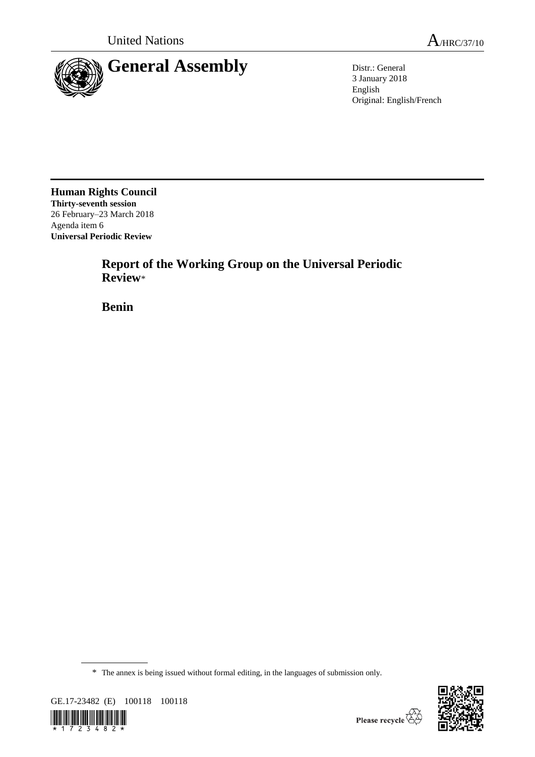United Nations A/HRC/37/10

# General Assembly

Distr.: General
3 January 2018
English
Original: English/French

**Human Rights Council**
**Thirty-seventh session**
26 February–23 March 2018
Agenda item 6
**Universal Periodic Review**

## Report of the Working Group on the Universal Periodic Review*

## Benin

* The annex is being issued without formal editing, in the languages of submission only.

GE.17-23482 (E) 100118 100118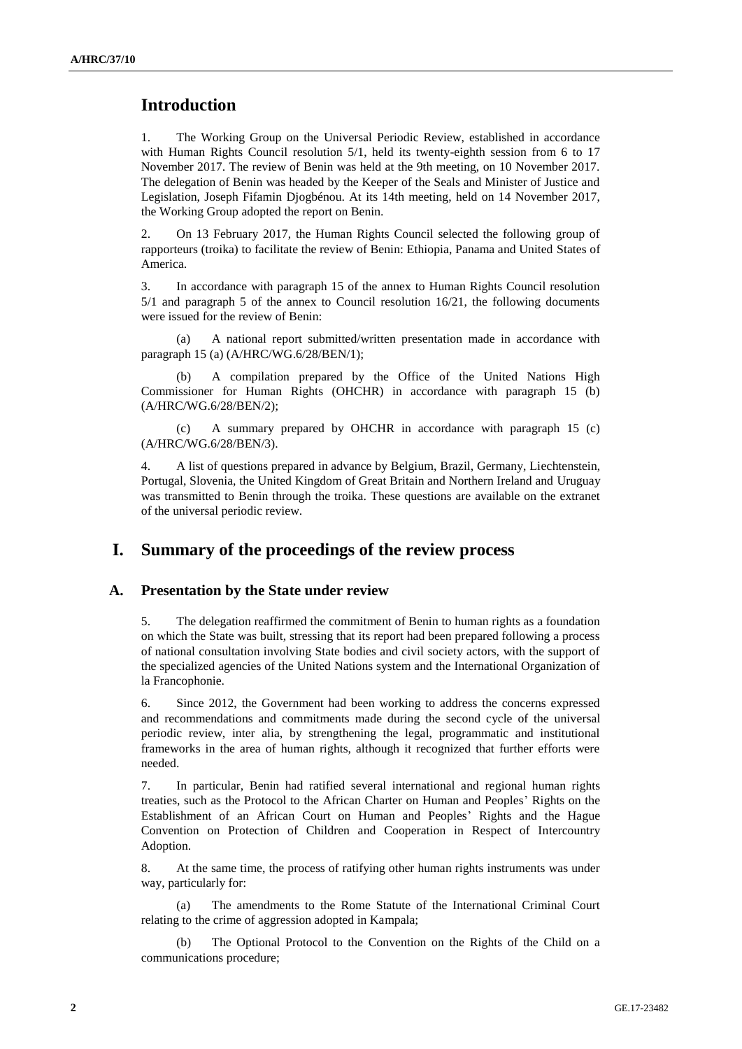# Introduction

1. The Working Group on the Universal Periodic Review, established in accordance with Human Rights Council resolution 5/1, held its twenty-eighth session from 6 to 17 November 2017. The review of Benin was held at the 9th meeting, on 10 November 2017. The delegation of Benin was headed by the Keeper of the Seals and Minister of Justice and Legislation, Joseph Fifamin Djogbénou. At its 14th meeting, held on 14 November 2017, the Working Group adopted the report on Benin.

2. On 13 February 2017, the Human Rights Council selected the following group of rapporteurs (troika) to facilitate the review of Benin: Ethiopia, Panama and United States of America.

3. In accordance with paragraph 15 of the annex to Human Rights Council resolution 5/1 and paragraph 5 of the annex to Council resolution 16/21, the following documents were issued for the review of Benin:

(a) A national report submitted/written presentation made in accordance with paragraph 15 (a) (A/HRC/WG.6/28/BEN/1);

(b) A compilation prepared by the Office of the United Nations High Commissioner for Human Rights (OHCHR) in accordance with paragraph 15 (b) (A/HRC/WG.6/28/BEN/2);

(c) A summary prepared by OHCHR in accordance with paragraph 15 (c) (A/HRC/WG.6/28/BEN/3).

4. A list of questions prepared in advance by Belgium, Brazil, Germany, Liechtenstein, Portugal, Slovenia, the United Kingdom of Great Britain and Northern Ireland and Uruguay was transmitted to Benin through the troika. These questions are available on the extranet of the universal periodic review.

# I. Summary of the proceedings of the review process

## A. Presentation by the State under review

5. The delegation reaffirmed the commitment of Benin to human rights as a foundation on which the State was built, stressing that its report had been prepared following a process of national consultation involving State bodies and civil society actors, with the support of the specialized agencies of the United Nations system and the International Organization of la Francophonie.

6. Since 2012, the Government had been working to address the concerns expressed and recommendations and commitments made during the second cycle of the universal periodic review, inter alia, by strengthening the legal, programmatic and institutional frameworks in the area of human rights, although it recognized that further efforts were needed.

7. In particular, Benin had ratified several international and regional human rights treaties, such as the Protocol to the African Charter on Human and Peoples' Rights on the Establishment of an African Court on Human and Peoples' Rights and the Hague Convention on Protection of Children and Cooperation in Respect of Intercountry Adoption.

8. At the same time, the process of ratifying other human rights instruments was under way, particularly for:

(a) The amendments to the Rome Statute of the International Criminal Court relating to the crime of aggression adopted in Kampala;

(b) The Optional Protocol to the Convention on the Rights of the Child on a communications procedure;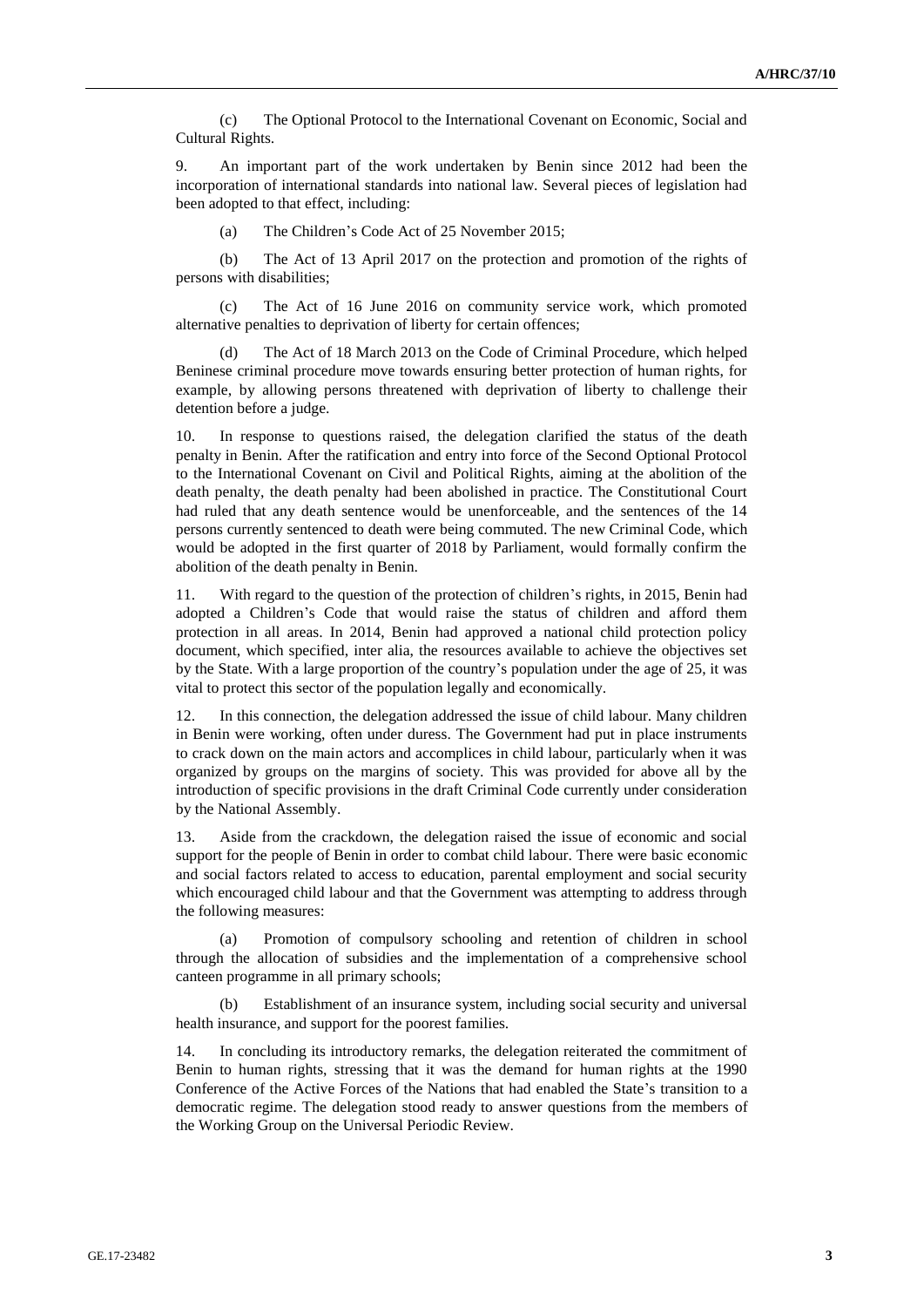(c) The Optional Protocol to the International Covenant on Economic, Social and Cultural Rights.

9. An important part of the work undertaken by Benin since 2012 had been the incorporation of international standards into national law. Several pieces of legislation had been adopted to that effect, including:

(a) The Children's Code Act of 25 November 2015;

(b) The Act of 13 April 2017 on the protection and promotion of the rights of persons with disabilities;

(c) The Act of 16 June 2016 on community service work, which promoted alternative penalties to deprivation of liberty for certain offences;

(d) The Act of 18 March 2013 on the Code of Criminal Procedure, which helped Beninese criminal procedure move towards ensuring better protection of human rights, for example, by allowing persons threatened with deprivation of liberty to challenge their detention before a judge.

10. In response to questions raised, the delegation clarified the status of the death penalty in Benin. After the ratification and entry into force of the Second Optional Protocol to the International Covenant on Civil and Political Rights, aiming at the abolition of the death penalty, the death penalty had been abolished in practice. The Constitutional Court had ruled that any death sentence would be unenforceable, and the sentences of the 14 persons currently sentenced to death were being commuted. The new Criminal Code, which would be adopted in the first quarter of 2018 by Parliament, would formally confirm the abolition of the death penalty in Benin.

11. With regard to the question of the protection of children's rights, in 2015, Benin had adopted a Children's Code that would raise the status of children and afford them protection in all areas. In 2014, Benin had approved a national child protection policy document, which specified, inter alia, the resources available to achieve the objectives set by the State. With a large proportion of the country's population under the age of 25, it was vital to protect this sector of the population legally and economically.

12. In this connection, the delegation addressed the issue of child labour. Many children in Benin were working, often under duress. The Government had put in place instruments to crack down on the main actors and accomplices in child labour, particularly when it was organized by groups on the margins of society. This was provided for above all by the introduction of specific provisions in the draft Criminal Code currently under consideration by the National Assembly.

13. Aside from the crackdown, the delegation raised the issue of economic and social support for the people of Benin in order to combat child labour. There were basic economic and social factors related to access to education, parental employment and social security which encouraged child labour and that the Government was attempting to address through the following measures:

(a) Promotion of compulsory schooling and retention of children in school through the allocation of subsidies and the implementation of a comprehensive school canteen programme in all primary schools;

(b) Establishment of an insurance system, including social security and universal health insurance, and support for the poorest families.

14. In concluding its introductory remarks, the delegation reiterated the commitment of Benin to human rights, stressing that it was the demand for human rights at the 1990 Conference of the Active Forces of the Nations that had enabled the State's transition to a democratic regime. The delegation stood ready to answer questions from the members of the Working Group on the Universal Periodic Review.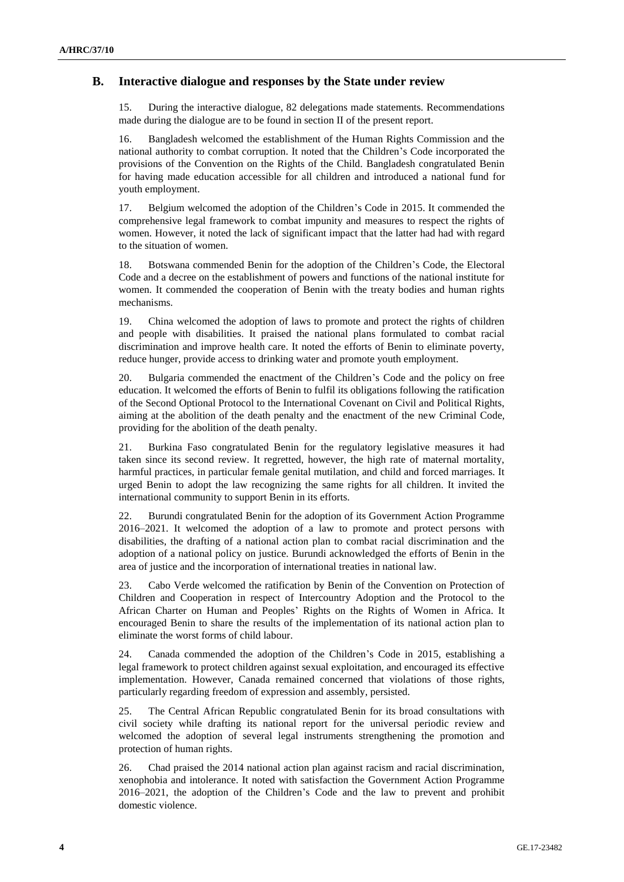## B. Interactive dialogue and responses by the State under review

15. During the interactive dialogue, 82 delegations made statements. Recommendations made during the dialogue are to be found in section II of the present report.

16. Bangladesh welcomed the establishment of the Human Rights Commission and the national authority to combat corruption. It noted that the Children's Code incorporated the provisions of the Convention on the Rights of the Child. Bangladesh congratulated Benin for having made education accessible for all children and introduced a national fund for youth employment.

17. Belgium welcomed the adoption of the Children's Code in 2015. It commended the comprehensive legal framework to combat impunity and measures to respect the rights of women. However, it noted the lack of significant impact that the latter had had with regard to the situation of women.

18. Botswana commended Benin for the adoption of the Children's Code, the Electoral Code and a decree on the establishment of powers and functions of the national institute for women. It commended the cooperation of Benin with the treaty bodies and human rights mechanisms.

19. China welcomed the adoption of laws to promote and protect the rights of children and people with disabilities. It praised the national plans formulated to combat racial discrimination and improve health care. It noted the efforts of Benin to eliminate poverty, reduce hunger, provide access to drinking water and promote youth employment.

20. Bulgaria commended the enactment of the Children's Code and the policy on free education. It welcomed the efforts of Benin to fulfil its obligations following the ratification of the Second Optional Protocol to the International Covenant on Civil and Political Rights, aiming at the abolition of the death penalty and the enactment of the new Criminal Code, providing for the abolition of the death penalty.

21. Burkina Faso congratulated Benin for the regulatory legislative measures it had taken since its second review. It regretted, however, the high rate of maternal mortality, harmful practices, in particular female genital mutilation, and child and forced marriages. It urged Benin to adopt the law recognizing the same rights for all children. It invited the international community to support Benin in its efforts.

22. Burundi congratulated Benin for the adoption of its Government Action Programme 2016–2021. It welcomed the adoption of a law to promote and protect persons with disabilities, the drafting of a national action plan to combat racial discrimination and the adoption of a national policy on justice. Burundi acknowledged the efforts of Benin in the area of justice and the incorporation of international treaties in national law.

23. Cabo Verde welcomed the ratification by Benin of the Convention on Protection of Children and Cooperation in respect of Intercountry Adoption and the Protocol to the African Charter on Human and Peoples' Rights on the Rights of Women in Africa. It encouraged Benin to share the results of the implementation of its national action plan to eliminate the worst forms of child labour.

24. Canada commended the adoption of the Children's Code in 2015, establishing a legal framework to protect children against sexual exploitation, and encouraged its effective implementation. However, Canada remained concerned that violations of those rights, particularly regarding freedom of expression and assembly, persisted.

25. The Central African Republic congratulated Benin for its broad consultations with civil society while drafting its national report for the universal periodic review and welcomed the adoption of several legal instruments strengthening the promotion and protection of human rights.

26. Chad praised the 2014 national action plan against racism and racial discrimination, xenophobia and intolerance. It noted with satisfaction the Government Action Programme 2016–2021, the adoption of the Children's Code and the law to prevent and prohibit domestic violence.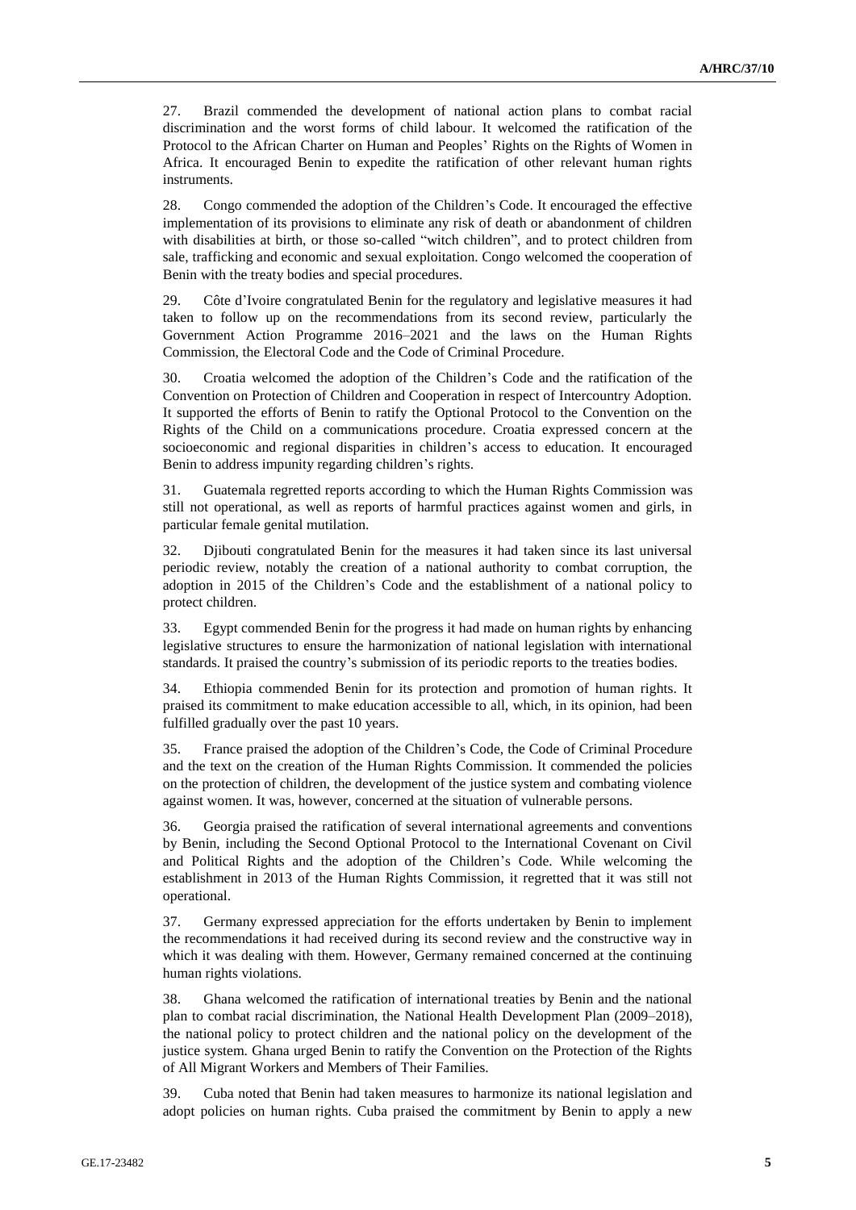27. Brazil commended the development of national action plans to combat racial discrimination and the worst forms of child labour. It welcomed the ratification of the Protocol to the African Charter on Human and Peoples' Rights on the Rights of Women in Africa. It encouraged Benin to expedite the ratification of other relevant human rights instruments.

28. Congo commended the adoption of the Children's Code. It encouraged the effective implementation of its provisions to eliminate any risk of death or abandonment of children with disabilities at birth, or those so-called "witch children", and to protect children from sale, trafficking and economic and sexual exploitation. Congo welcomed the cooperation of Benin with the treaty bodies and special procedures.

29. Côte d'Ivoire congratulated Benin for the regulatory and legislative measures it had taken to follow up on the recommendations from its second review, particularly the Government Action Programme 2016–2021 and the laws on the Human Rights Commission, the Electoral Code and the Code of Criminal Procedure.

30. Croatia welcomed the adoption of the Children's Code and the ratification of the Convention on Protection of Children and Cooperation in respect of Intercountry Adoption. It supported the efforts of Benin to ratify the Optional Protocol to the Convention on the Rights of the Child on a communications procedure. Croatia expressed concern at the socioeconomic and regional disparities in children's access to education. It encouraged Benin to address impunity regarding children's rights.

31. Guatemala regretted reports according to which the Human Rights Commission was still not operational, as well as reports of harmful practices against women and girls, in particular female genital mutilation.

32. Djibouti congratulated Benin for the measures it had taken since its last universal periodic review, notably the creation of a national authority to combat corruption, the adoption in 2015 of the Children's Code and the establishment of a national policy to protect children.

33. Egypt commended Benin for the progress it had made on human rights by enhancing legislative structures to ensure the harmonization of national legislation with international standards. It praised the country's submission of its periodic reports to the treaties bodies.

34. Ethiopia commended Benin for its protection and promotion of human rights. It praised its commitment to make education accessible to all, which, in its opinion, had been fulfilled gradually over the past 10 years.

35. France praised the adoption of the Children's Code, the Code of Criminal Procedure and the text on the creation of the Human Rights Commission. It commended the policies on the protection of children, the development of the justice system and combating violence against women. It was, however, concerned at the situation of vulnerable persons.

36. Georgia praised the ratification of several international agreements and conventions by Benin, including the Second Optional Protocol to the International Covenant on Civil and Political Rights and the adoption of the Children's Code. While welcoming the establishment in 2013 of the Human Rights Commission, it regretted that it was still not operational.

37. Germany expressed appreciation for the efforts undertaken by Benin to implement the recommendations it had received during its second review and the constructive way in which it was dealing with them. However, Germany remained concerned at the continuing human rights violations.

38. Ghana welcomed the ratification of international treaties by Benin and the national plan to combat racial discrimination, the National Health Development Plan (2009–2018), the national policy to protect children and the national policy on the development of the justice system. Ghana urged Benin to ratify the Convention on the Protection of the Rights of All Migrant Workers and Members of Their Families.

39. Cuba noted that Benin had taken measures to harmonize its national legislation and adopt policies on human rights. Cuba praised the commitment by Benin to apply a new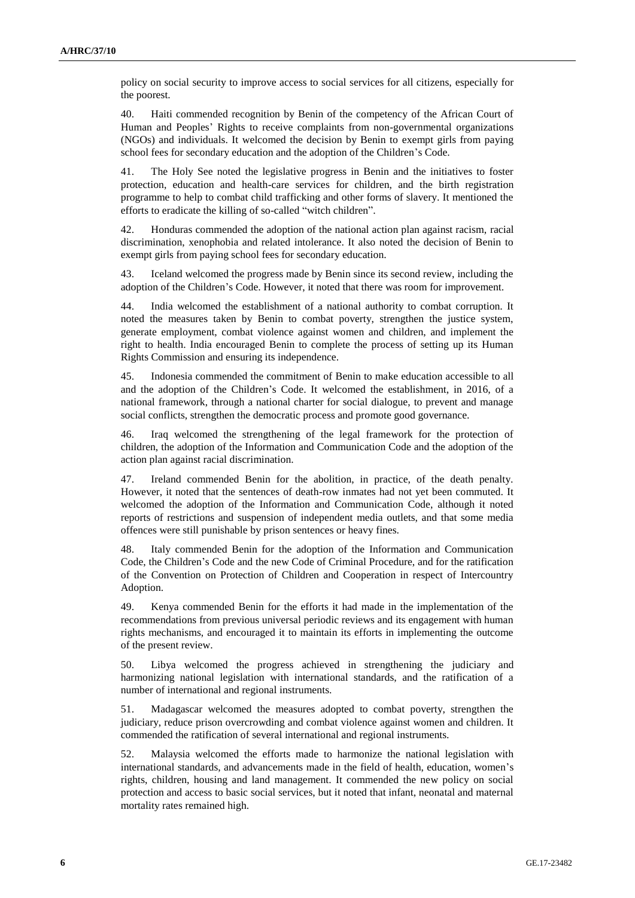policy on social security to improve access to social services for all citizens, especially for the poorest.

40. Haiti commended recognition by Benin of the competency of the African Court of Human and Peoples' Rights to receive complaints from non-governmental organizations (NGOs) and individuals. It welcomed the decision by Benin to exempt girls from paying school fees for secondary education and the adoption of the Children's Code.

41. The Holy See noted the legislative progress in Benin and the initiatives to foster protection, education and health-care services for children, and the birth registration programme to help to combat child trafficking and other forms of slavery. It mentioned the efforts to eradicate the killing of so-called "witch children".

42. Honduras commended the adoption of the national action plan against racism, racial discrimination, xenophobia and related intolerance. It also noted the decision of Benin to exempt girls from paying school fees for secondary education.

43. Iceland welcomed the progress made by Benin since its second review, including the adoption of the Children's Code. However, it noted that there was room for improvement.

44. India welcomed the establishment of a national authority to combat corruption. It noted the measures taken by Benin to combat poverty, strengthen the justice system, generate employment, combat violence against women and children, and implement the right to health. India encouraged Benin to complete the process of setting up its Human Rights Commission and ensuring its independence.

45. Indonesia commended the commitment of Benin to make education accessible to all and the adoption of the Children's Code. It welcomed the establishment, in 2016, of a national framework, through a national charter for social dialogue, to prevent and manage social conflicts, strengthen the democratic process and promote good governance.

46. Iraq welcomed the strengthening of the legal framework for the protection of children, the adoption of the Information and Communication Code and the adoption of the action plan against racial discrimination.

47. Ireland commended Benin for the abolition, in practice, of the death penalty. However, it noted that the sentences of death-row inmates had not yet been commuted. It welcomed the adoption of the Information and Communication Code, although it noted reports of restrictions and suspension of independent media outlets, and that some media offences were still punishable by prison sentences or heavy fines.

48. Italy commended Benin for the adoption of the Information and Communication Code, the Children's Code and the new Code of Criminal Procedure, and for the ratification of the Convention on Protection of Children and Cooperation in respect of Intercountry Adoption.

49. Kenya commended Benin for the efforts it had made in the implementation of the recommendations from previous universal periodic reviews and its engagement with human rights mechanisms, and encouraged it to maintain its efforts in implementing the outcome of the present review.

50. Libya welcomed the progress achieved in strengthening the judiciary and harmonizing national legislation with international standards, and the ratification of a number of international and regional instruments.

51. Madagascar welcomed the measures adopted to combat poverty, strengthen the judiciary, reduce prison overcrowding and combat violence against women and children. It commended the ratification of several international and regional instruments.

52. Malaysia welcomed the efforts made to harmonize the national legislation with international standards, and advancements made in the field of health, education, women's rights, children, housing and land management. It commended the new policy on social protection and access to basic social services, but it noted that infant, neonatal and maternal mortality rates remained high.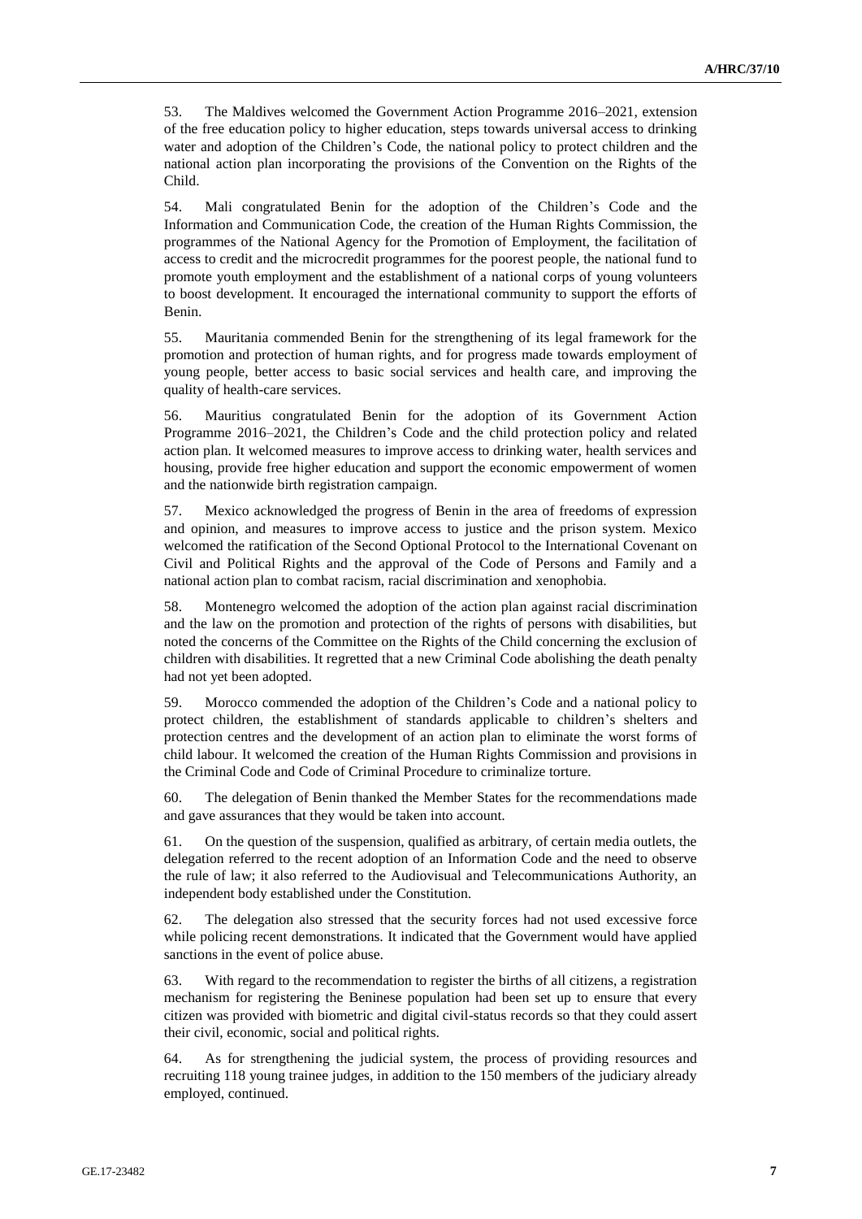53. The Maldives welcomed the Government Action Programme 2016–2021, extension of the free education policy to higher education, steps towards universal access to drinking water and adoption of the Children's Code, the national policy to protect children and the national action plan incorporating the provisions of the Convention on the Rights of the Child.

54. Mali congratulated Benin for the adoption of the Children's Code and the Information and Communication Code, the creation of the Human Rights Commission, the programmes of the National Agency for the Promotion of Employment, the facilitation of access to credit and the microcredit programmes for the poorest people, the national fund to promote youth employment and the establishment of a national corps of young volunteers to boost development. It encouraged the international community to support the efforts of Benin.

55. Mauritania commended Benin for the strengthening of its legal framework for the promotion and protection of human rights, and for progress made towards employment of young people, better access to basic social services and health care, and improving the quality of health-care services.

56. Mauritius congratulated Benin for the adoption of its Government Action Programme 2016–2021, the Children's Code and the child protection policy and related action plan. It welcomed measures to improve access to drinking water, health services and housing, provide free higher education and support the economic empowerment of women and the nationwide birth registration campaign.

57. Mexico acknowledged the progress of Benin in the area of freedoms of expression and opinion, and measures to improve access to justice and the prison system. Mexico welcomed the ratification of the Second Optional Protocol to the International Covenant on Civil and Political Rights and the approval of the Code of Persons and Family and a national action plan to combat racism, racial discrimination and xenophobia.

58. Montenegro welcomed the adoption of the action plan against racial discrimination and the law on the promotion and protection of the rights of persons with disabilities, but noted the concerns of the Committee on the Rights of the Child concerning the exclusion of children with disabilities. It regretted that a new Criminal Code abolishing the death penalty had not yet been adopted.

59. Morocco commended the adoption of the Children's Code and a national policy to protect children, the establishment of standards applicable to children's shelters and protection centres and the development of an action plan to eliminate the worst forms of child labour. It welcomed the creation of the Human Rights Commission and provisions in the Criminal Code and Code of Criminal Procedure to criminalize torture.

60. The delegation of Benin thanked the Member States for the recommendations made and gave assurances that they would be taken into account.

61. On the question of the suspension, qualified as arbitrary, of certain media outlets, the delegation referred to the recent adoption of an Information Code and the need to observe the rule of law; it also referred to the Audiovisual and Telecommunications Authority, an independent body established under the Constitution.

62. The delegation also stressed that the security forces had not used excessive force while policing recent demonstrations. It indicated that the Government would have applied sanctions in the event of police abuse.

63. With regard to the recommendation to register the births of all citizens, a registration mechanism for registering the Beninese population had been set up to ensure that every citizen was provided with biometric and digital civil-status records so that they could assert their civil, economic, social and political rights.

64. As for strengthening the judicial system, the process of providing resources and recruiting 118 young trainee judges, in addition to the 150 members of the judiciary already employed, continued.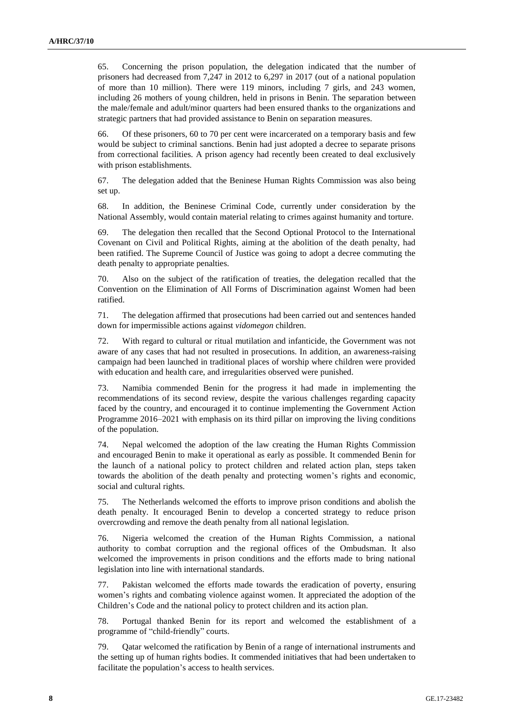65. Concerning the prison population, the delegation indicated that the number of prisoners had decreased from 7,247 in 2012 to 6,297 in 2017 (out of a national population of more than 10 million). There were 119 minors, including 7 girls, and 243 women, including 26 mothers of young children, held in prisons in Benin. The separation between the male/female and adult/minor quarters had been ensured thanks to the organizations and strategic partners that had provided assistance to Benin on separation measures.

66. Of these prisoners, 60 to 70 per cent were incarcerated on a temporary basis and few would be subject to criminal sanctions. Benin had just adopted a decree to separate prisons from correctional facilities. A prison agency had recently been created to deal exclusively with prison establishments.

67. The delegation added that the Beninese Human Rights Commission was also being set up.

68. In addition, the Beninese Criminal Code, currently under consideration by the National Assembly, would contain material relating to crimes against humanity and torture.

69. The delegation then recalled that the Second Optional Protocol to the International Covenant on Civil and Political Rights, aiming at the abolition of the death penalty, had been ratified. The Supreme Council of Justice was going to adopt a decree commuting the death penalty to appropriate penalties.

70. Also on the subject of the ratification of treaties, the delegation recalled that the Convention on the Elimination of All Forms of Discrimination against Women had been ratified.

71. The delegation affirmed that prosecutions had been carried out and sentences handed down for impermissible actions against *vidomegon* children.

72. With regard to cultural or ritual mutilation and infanticide, the Government was not aware of any cases that had not resulted in prosecutions. In addition, an awareness-raising campaign had been launched in traditional places of worship where children were provided with education and health care, and irregularities observed were punished.

73. Namibia commended Benin for the progress it had made in implementing the recommendations of its second review, despite the various challenges regarding capacity faced by the country, and encouraged it to continue implementing the Government Action Programme 2016–2021 with emphasis on its third pillar on improving the living conditions of the population.

74. Nepal welcomed the adoption of the law creating the Human Rights Commission and encouraged Benin to make it operational as early as possible. It commended Benin for the launch of a national policy to protect children and related action plan, steps taken towards the abolition of the death penalty and protecting women's rights and economic, social and cultural rights.

75. The Netherlands welcomed the efforts to improve prison conditions and abolish the death penalty. It encouraged Benin to develop a concerted strategy to reduce prison overcrowding and remove the death penalty from all national legislation.

76. Nigeria welcomed the creation of the Human Rights Commission, a national authority to combat corruption and the regional offices of the Ombudsman. It also welcomed the improvements in prison conditions and the efforts made to bring national legislation into line with international standards.

77. Pakistan welcomed the efforts made towards the eradication of poverty, ensuring women's rights and combating violence against women. It appreciated the adoption of the Children's Code and the national policy to protect children and its action plan.

78. Portugal thanked Benin for its report and welcomed the establishment of a programme of "child-friendly" courts.

79. Qatar welcomed the ratification by Benin of a range of international instruments and the setting up of human rights bodies. It commended initiatives that had been undertaken to facilitate the population's access to health services.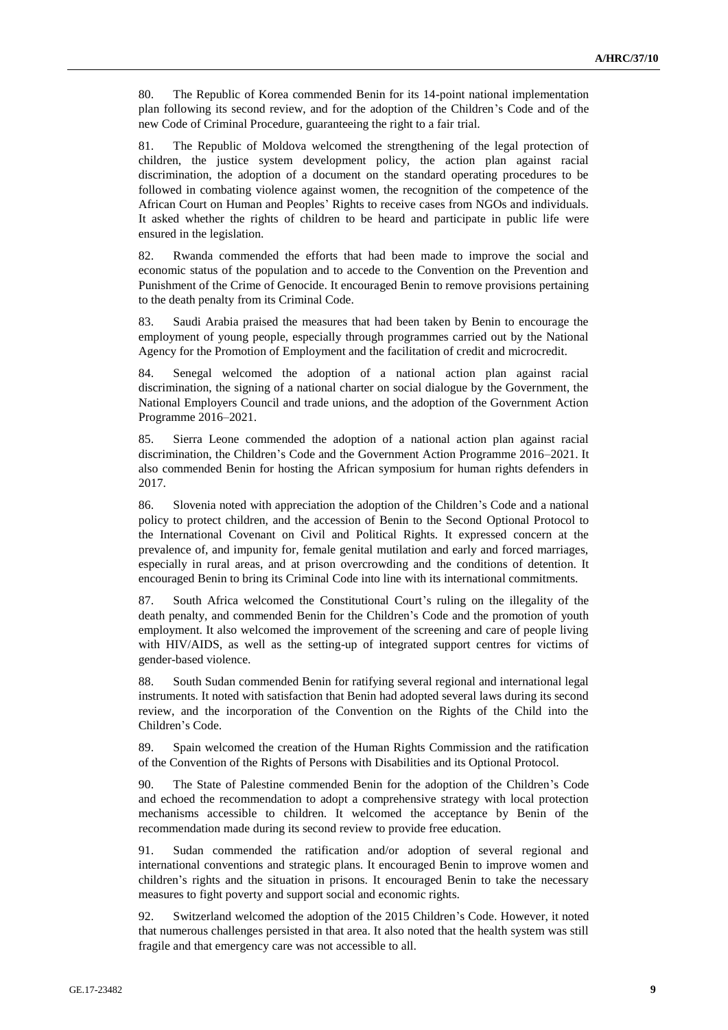80. The Republic of Korea commended Benin for its 14-point national implementation plan following its second review, and for the adoption of the Children's Code and of the new Code of Criminal Procedure, guaranteeing the right to a fair trial.

81. The Republic of Moldova welcomed the strengthening of the legal protection of children, the justice system development policy, the action plan against racial discrimination, the adoption of a document on the standard operating procedures to be followed in combating violence against women, the recognition of the competence of the African Court on Human and Peoples' Rights to receive cases from NGOs and individuals. It asked whether the rights of children to be heard and participate in public life were ensured in the legislation.

82. Rwanda commended the efforts that had been made to improve the social and economic status of the population and to accede to the Convention on the Prevention and Punishment of the Crime of Genocide. It encouraged Benin to remove provisions pertaining to the death penalty from its Criminal Code.

83. Saudi Arabia praised the measures that had been taken by Benin to encourage the employment of young people, especially through programmes carried out by the National Agency for the Promotion of Employment and the facilitation of credit and microcredit.

84. Senegal welcomed the adoption of a national action plan against racial discrimination, the signing of a national charter on social dialogue by the Government, the National Employers Council and trade unions, and the adoption of the Government Action Programme 2016–2021.

85. Sierra Leone commended the adoption of a national action plan against racial discrimination, the Children's Code and the Government Action Programme 2016–2021. It also commended Benin for hosting the African symposium for human rights defenders in 2017.

86. Slovenia noted with appreciation the adoption of the Children's Code and a national policy to protect children, and the accession of Benin to the Second Optional Protocol to the International Covenant on Civil and Political Rights. It expressed concern at the prevalence of, and impunity for, female genital mutilation and early and forced marriages, especially in rural areas, and at prison overcrowding and the conditions of detention. It encouraged Benin to bring its Criminal Code into line with its international commitments.

87. South Africa welcomed the Constitutional Court's ruling on the illegality of the death penalty, and commended Benin for the Children's Code and the promotion of youth employment. It also welcomed the improvement of the screening and care of people living with HIV/AIDS, as well as the setting-up of integrated support centres for victims of gender-based violence.

88. South Sudan commended Benin for ratifying several regional and international legal instruments. It noted with satisfaction that Benin had adopted several laws during its second review, and the incorporation of the Convention on the Rights of the Child into the Children's Code.

89. Spain welcomed the creation of the Human Rights Commission and the ratification of the Convention of the Rights of Persons with Disabilities and its Optional Protocol.

90. The State of Palestine commended Benin for the adoption of the Children's Code and echoed the recommendation to adopt a comprehensive strategy with local protection mechanisms accessible to children. It welcomed the acceptance by Benin of the recommendation made during its second review to provide free education.

91. Sudan commended the ratification and/or adoption of several regional and international conventions and strategic plans. It encouraged Benin to improve women and children's rights and the situation in prisons. It encouraged Benin to take the necessary measures to fight poverty and support social and economic rights.

92. Switzerland welcomed the adoption of the 2015 Children's Code. However, it noted that numerous challenges persisted in that area. It also noted that the health system was still fragile and that emergency care was not accessible to all.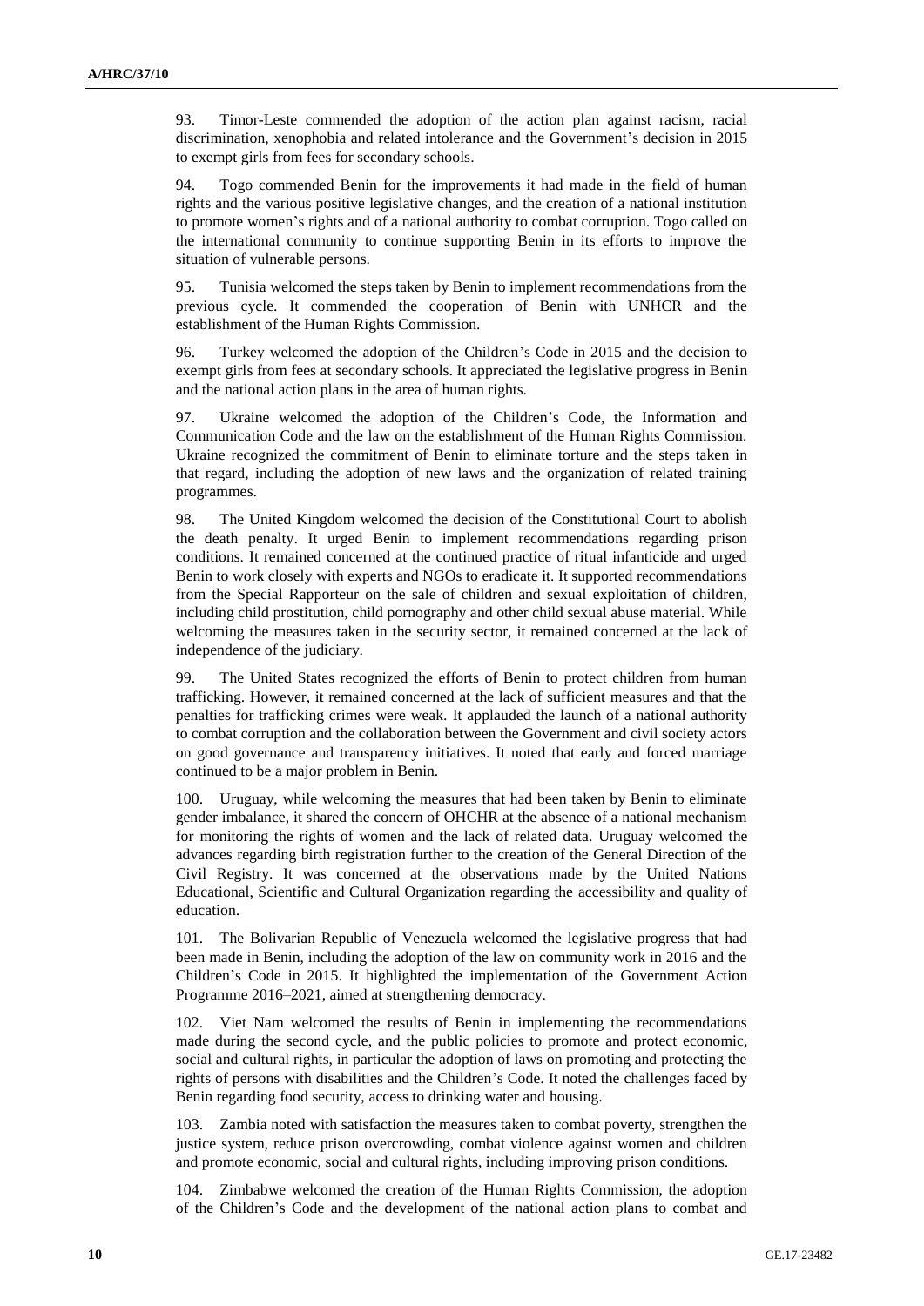93. Timor-Leste commended the adoption of the action plan against racism, racial discrimination, xenophobia and related intolerance and the Government's decision in 2015 to exempt girls from fees for secondary schools.

94. Togo commended Benin for the improvements it had made in the field of human rights and the various positive legislative changes, and the creation of a national institution to promote women's rights and of a national authority to combat corruption. Togo called on the international community to continue supporting Benin in its efforts to improve the situation of vulnerable persons.

95. Tunisia welcomed the steps taken by Benin to implement recommendations from the previous cycle. It commended the cooperation of Benin with UNHCR and the establishment of the Human Rights Commission.

96. Turkey welcomed the adoption of the Children's Code in 2015 and the decision to exempt girls from fees at secondary schools. It appreciated the legislative progress in Benin and the national action plans in the area of human rights.

97. Ukraine welcomed the adoption of the Children's Code, the Information and Communication Code and the law on the establishment of the Human Rights Commission. Ukraine recognized the commitment of Benin to eliminate torture and the steps taken in that regard, including the adoption of new laws and the organization of related training programmes.

98. The United Kingdom welcomed the decision of the Constitutional Court to abolish the death penalty. It urged Benin to implement recommendations regarding prison conditions. It remained concerned at the continued practice of ritual infanticide and urged Benin to work closely with experts and NGOs to eradicate it. It supported recommendations from the Special Rapporteur on the sale of children and sexual exploitation of children, including child prostitution, child pornography and other child sexual abuse material. While welcoming the measures taken in the security sector, it remained concerned at the lack of independence of the judiciary.

99. The United States recognized the efforts of Benin to protect children from human trafficking. However, it remained concerned at the lack of sufficient measures and that the penalties for trafficking crimes were weak. It applauded the launch of a national authority to combat corruption and the collaboration between the Government and civil society actors on good governance and transparency initiatives. It noted that early and forced marriage continued to be a major problem in Benin.

100. Uruguay, while welcoming the measures that had been taken by Benin to eliminate gender imbalance, it shared the concern of OHCHR at the absence of a national mechanism for monitoring the rights of women and the lack of related data. Uruguay welcomed the advances regarding birth registration further to the creation of the General Direction of the Civil Registry. It was concerned at the observations made by the United Nations Educational, Scientific and Cultural Organization regarding the accessibility and quality of education.

101. The Bolivarian Republic of Venezuela welcomed the legislative progress that had been made in Benin, including the adoption of the law on community work in 2016 and the Children's Code in 2015. It highlighted the implementation of the Government Action Programme 2016–2021, aimed at strengthening democracy.

102. Viet Nam welcomed the results of Benin in implementing the recommendations made during the second cycle, and the public policies to promote and protect economic, social and cultural rights, in particular the adoption of laws on promoting and protecting the rights of persons with disabilities and the Children's Code. It noted the challenges faced by Benin regarding food security, access to drinking water and housing.

103. Zambia noted with satisfaction the measures taken to combat poverty, strengthen the justice system, reduce prison overcrowding, combat violence against women and children and promote economic, social and cultural rights, including improving prison conditions.

104. Zimbabwe welcomed the creation of the Human Rights Commission, the adoption of the Children's Code and the development of the national action plans to combat and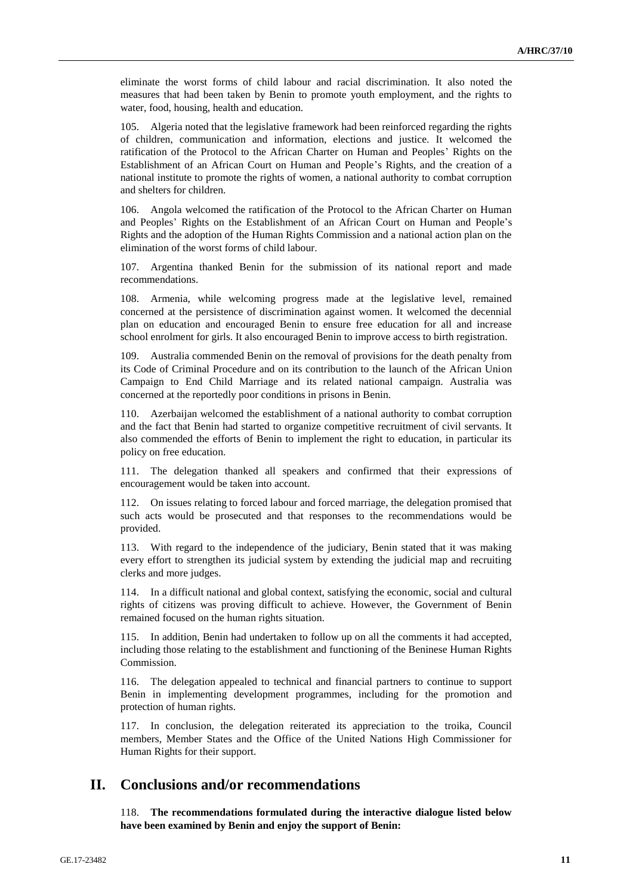eliminate the worst forms of child labour and racial discrimination. It also noted the measures that had been taken by Benin to promote youth employment, and the rights to water, food, housing, health and education.

105. Algeria noted that the legislative framework had been reinforced regarding the rights of children, communication and information, elections and justice. It welcomed the ratification of the Protocol to the African Charter on Human and Peoples' Rights on the Establishment of an African Court on Human and People's Rights, and the creation of a national institute to promote the rights of women, a national authority to combat corruption and shelters for children.

106. Angola welcomed the ratification of the Protocol to the African Charter on Human and Peoples' Rights on the Establishment of an African Court on Human and People's Rights and the adoption of the Human Rights Commission and a national action plan on the elimination of the worst forms of child labour.

107. Argentina thanked Benin for the submission of its national report and made recommendations.

108. Armenia, while welcoming progress made at the legislative level, remained concerned at the persistence of discrimination against women. It welcomed the decennial plan on education and encouraged Benin to ensure free education for all and increase school enrolment for girls. It also encouraged Benin to improve access to birth registration.

109. Australia commended Benin on the removal of provisions for the death penalty from its Code of Criminal Procedure and on its contribution to the launch of the African Union Campaign to End Child Marriage and its related national campaign. Australia was concerned at the reportedly poor conditions in prisons in Benin.

110. Azerbaijan welcomed the establishment of a national authority to combat corruption and the fact that Benin had started to organize competitive recruitment of civil servants. It also commended the efforts of Benin to implement the right to education, in particular its policy on free education.

111. The delegation thanked all speakers and confirmed that their expressions of encouragement would be taken into account.

112. On issues relating to forced labour and forced marriage, the delegation promised that such acts would be prosecuted and that responses to the recommendations would be provided.

113. With regard to the independence of the judiciary, Benin stated that it was making every effort to strengthen its judicial system by extending the judicial map and recruiting clerks and more judges.

114. In a difficult national and global context, satisfying the economic, social and cultural rights of citizens was proving difficult to achieve. However, the Government of Benin remained focused on the human rights situation.

115. In addition, Benin had undertaken to follow up on all the comments it had accepted, including those relating to the establishment and functioning of the Beninese Human Rights Commission.

116. The delegation appealed to technical and financial partners to continue to support Benin in implementing development programmes, including for the promotion and protection of human rights.

117. In conclusion, the delegation reiterated its appreciation to the troika, Council members, Member States and the Office of the United Nations High Commissioner for Human Rights for their support.

# II. Conclusions and/or recommendations

118. **The recommendations formulated during the interactive dialogue listed below have been examined by Benin and enjoy the support of Benin:**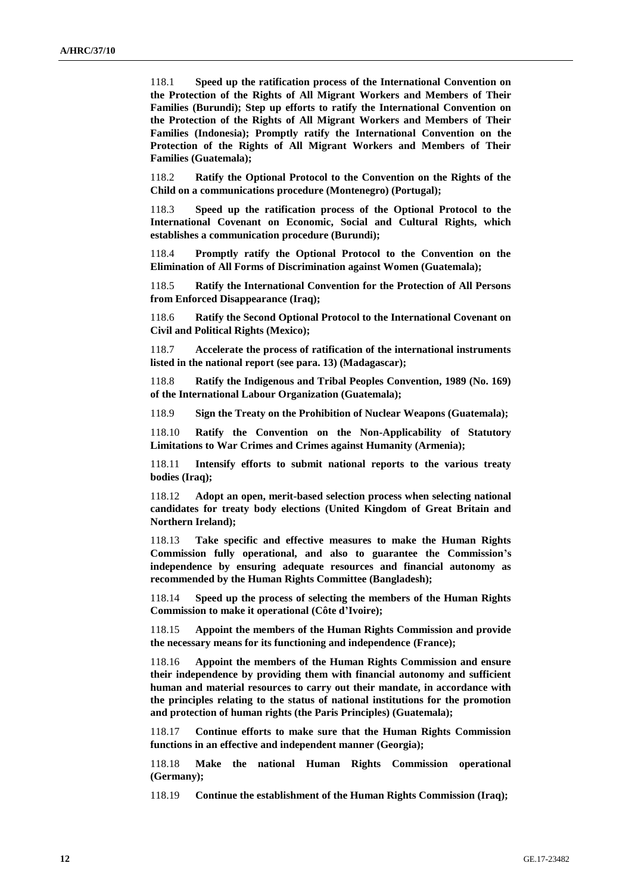118.1 **Speed up the ratification process of the International Convention on the Protection of the Rights of All Migrant Workers and Members of Their Families (Burundi); Step up efforts to ratify the International Convention on the Protection of the Rights of All Migrant Workers and Members of Their Families (Indonesia); Promptly ratify the International Convention on the Protection of the Rights of All Migrant Workers and Members of Their Families (Guatemala);**

118.2 **Ratify the Optional Protocol to the Convention on the Rights of the Child on a communications procedure (Montenegro) (Portugal);**

118.3 **Speed up the ratification process of the Optional Protocol to the International Covenant on Economic, Social and Cultural Rights, which establishes a communication procedure (Burundi);**

118.4 **Promptly ratify the Optional Protocol to the Convention on the Elimination of All Forms of Discrimination against Women (Guatemala);**

118.5 **Ratify the International Convention for the Protection of All Persons from Enforced Disappearance (Iraq);**

118.6 **Ratify the Second Optional Protocol to the International Covenant on Civil and Political Rights (Mexico);**

118.7 **Accelerate the process of ratification of the international instruments listed in the national report (see para. 13) (Madagascar);**

118.8 **Ratify the Indigenous and Tribal Peoples Convention, 1989 (No. 169) of the International Labour Organization (Guatemala);**

118.9 **Sign the Treaty on the Prohibition of Nuclear Weapons (Guatemala);**

118.10 **Ratify the Convention on the Non-Applicability of Statutory Limitations to War Crimes and Crimes against Humanity (Armenia);**

118.11 **Intensify efforts to submit national reports to the various treaty bodies (Iraq);**

118.12 **Adopt an open, merit-based selection process when selecting national candidates for treaty body elections (United Kingdom of Great Britain and Northern Ireland);**

118.13 **Take specific and effective measures to make the Human Rights Commission fully operational, and also to guarantee the Commission's independence by ensuring adequate resources and financial autonomy as recommended by the Human Rights Committee (Bangladesh);**

118.14 **Speed up the process of selecting the members of the Human Rights Commission to make it operational (Côte d'Ivoire);**

118.15 **Appoint the members of the Human Rights Commission and provide the necessary means for its functioning and independence (France);**

118.16 **Appoint the members of the Human Rights Commission and ensure their independence by providing them with financial autonomy and sufficient human and material resources to carry out their mandate, in accordance with the principles relating to the status of national institutions for the promotion and protection of human rights (the Paris Principles) (Guatemala);**

118.17 **Continue efforts to make sure that the Human Rights Commission functions in an effective and independent manner (Georgia);**

118.18 **Make the national Human Rights Commission operational (Germany);**

118.19 **Continue the establishment of the Human Rights Commission (Iraq);**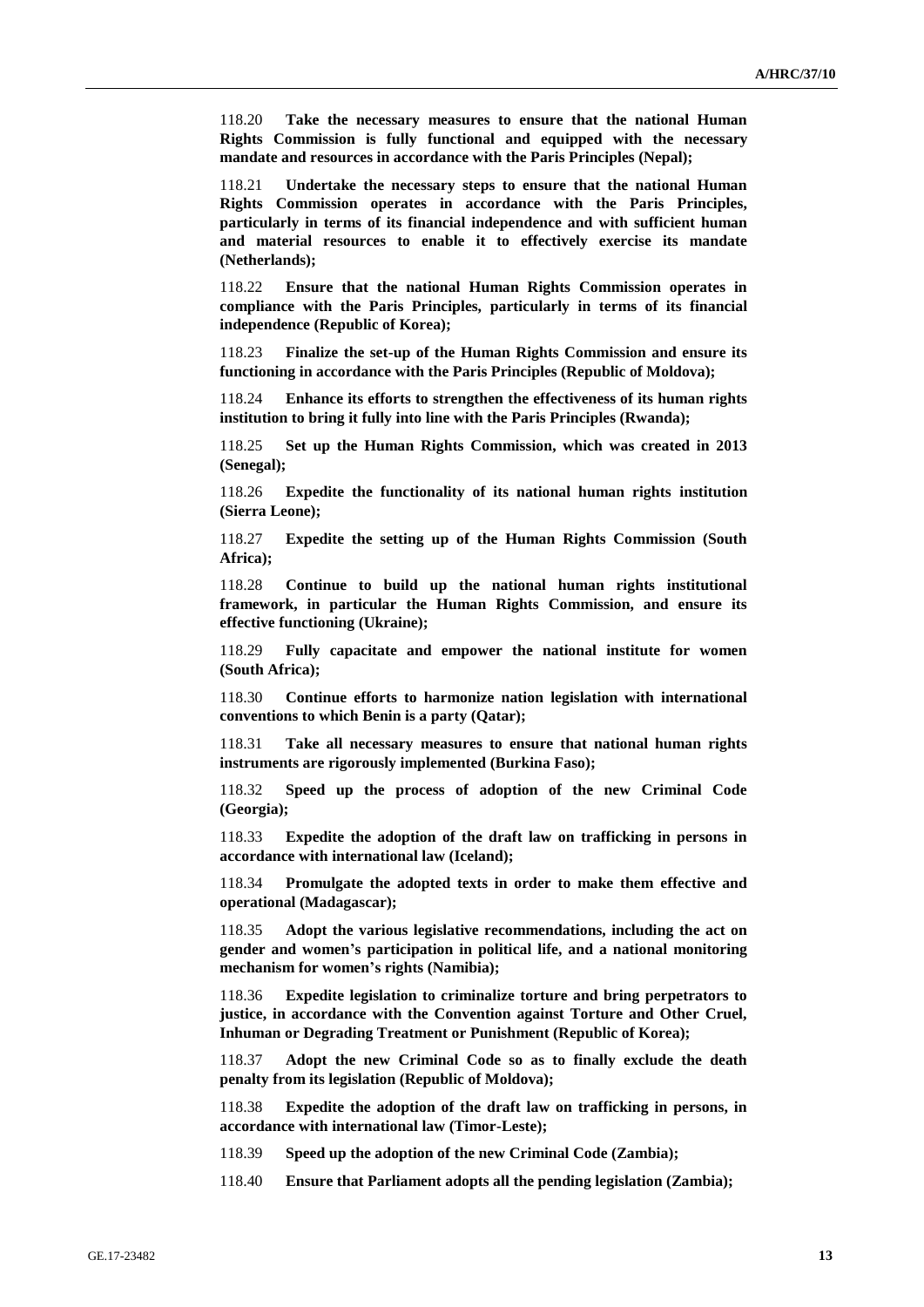118.20 **Take the necessary measures to ensure that the national Human Rights Commission is fully functional and equipped with the necessary mandate and resources in accordance with the Paris Principles (Nepal);**

118.21 **Undertake the necessary steps to ensure that the national Human Rights Commission operates in accordance with the Paris Principles, particularly in terms of its financial independence and with sufficient human and material resources to enable it to effectively exercise its mandate (Netherlands);**

118.22 **Ensure that the national Human Rights Commission operates in compliance with the Paris Principles, particularly in terms of its financial independence (Republic of Korea);**

118.23 **Finalize the set-up of the Human Rights Commission and ensure its functioning in accordance with the Paris Principles (Republic of Moldova);**

118.24 **Enhance its efforts to strengthen the effectiveness of its human rights institution to bring it fully into line with the Paris Principles (Rwanda);**

118.25 **Set up the Human Rights Commission, which was created in 2013 (Senegal);**

118.26 **Expedite the functionality of its national human rights institution (Sierra Leone);**

118.27 **Expedite the setting up of the Human Rights Commission (South Africa);**

118.28 **Continue to build up the national human rights institutional framework, in particular the Human Rights Commission, and ensure its effective functioning (Ukraine);**

118.29 **Fully capacitate and empower the national institute for women (South Africa);**

118.30 **Continue efforts to harmonize nation legislation with international conventions to which Benin is a party (Qatar);**

118.31 **Take all necessary measures to ensure that national human rights instruments are rigorously implemented (Burkina Faso);**

118.32 **Speed up the process of adoption of the new Criminal Code (Georgia);**

118.33 **Expedite the adoption of the draft law on trafficking in persons in accordance with international law (Iceland);**

118.34 **Promulgate the adopted texts in order to make them effective and operational (Madagascar);**

118.35 **Adopt the various legislative recommendations, including the act on gender and women's participation in political life, and a national monitoring mechanism for women's rights (Namibia);**

118.36 **Expedite legislation to criminalize torture and bring perpetrators to justice, in accordance with the Convention against Torture and Other Cruel, Inhuman or Degrading Treatment or Punishment (Republic of Korea);**

118.37 **Adopt the new Criminal Code so as to finally exclude the death penalty from its legislation (Republic of Moldova);**

118.38 **Expedite the adoption of the draft law on trafficking in persons, in accordance with international law (Timor-Leste);**

118.39 **Speed up the adoption of the new Criminal Code (Zambia);**

118.40 **Ensure that Parliament adopts all the pending legislation (Zambia);**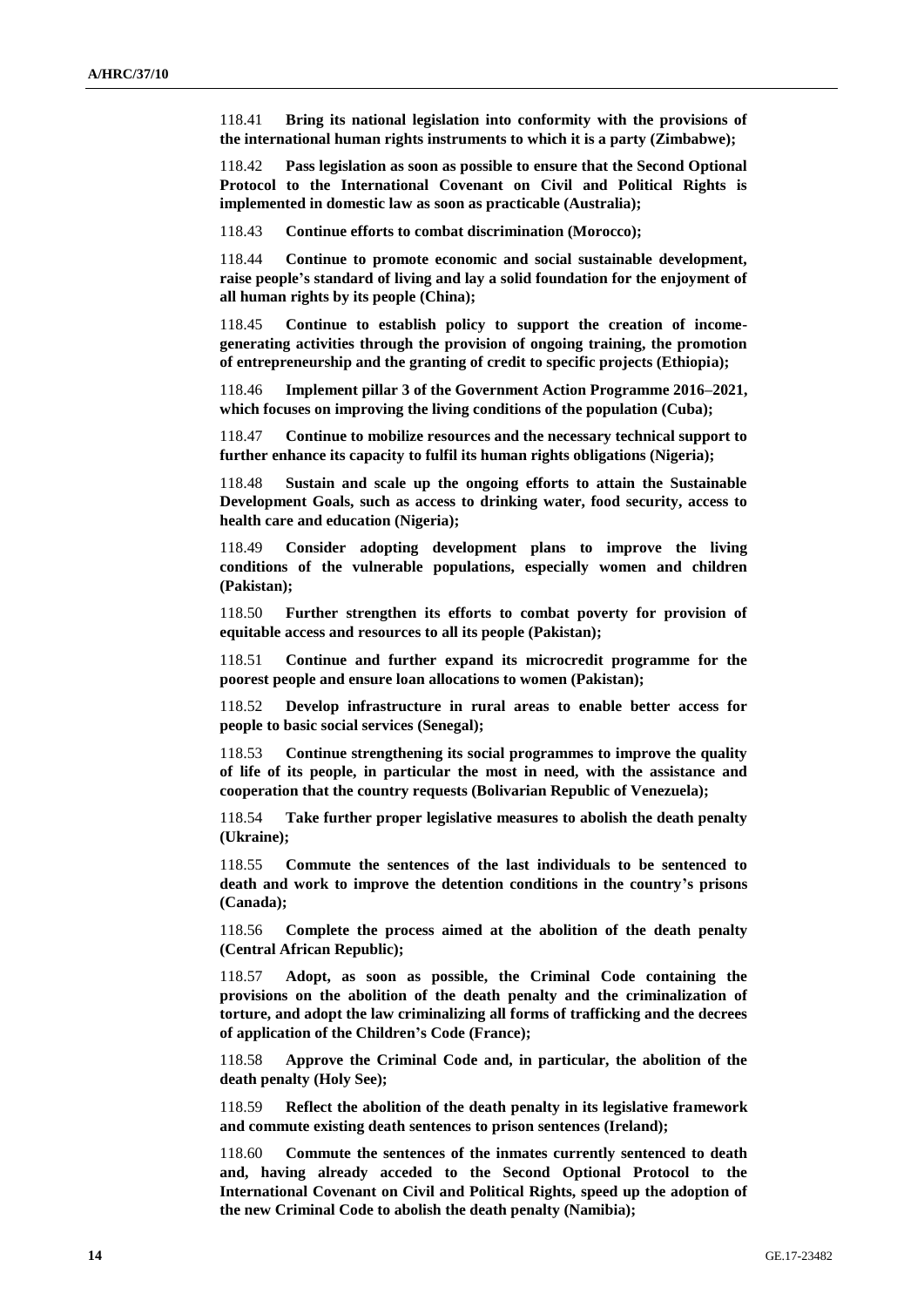118.41 **Bring its national legislation into conformity with the provisions of the international human rights instruments to which it is a party (Zimbabwe);**

118.42 **Pass legislation as soon as possible to ensure that the Second Optional Protocol to the International Covenant on Civil and Political Rights is implemented in domestic law as soon as practicable (Australia);**

118.43 **Continue efforts to combat discrimination (Morocco);**

118.44 **Continue to promote economic and social sustainable development, raise people's standard of living and lay a solid foundation for the enjoyment of all human rights by its people (China);**

118.45 **Continue to establish policy to support the creation of income-generating activities through the provision of ongoing training, the promotion of entrepreneurship and the granting of credit to specific projects (Ethiopia);**

118.46 **Implement pillar 3 of the Government Action Programme 2016–2021, which focuses on improving the living conditions of the population (Cuba);**

118.47 **Continue to mobilize resources and the necessary technical support to further enhance its capacity to fulfil its human rights obligations (Nigeria);**

118.48 **Sustain and scale up the ongoing efforts to attain the Sustainable Development Goals, such as access to drinking water, food security, access to health care and education (Nigeria);**

118.49 **Consider adopting development plans to improve the living conditions of the vulnerable populations, especially women and children (Pakistan);**

118.50 **Further strengthen its efforts to combat poverty for provision of equitable access and resources to all its people (Pakistan);**

118.51 **Continue and further expand its microcredit programme for the poorest people and ensure loan allocations to women (Pakistan);**

118.52 **Develop infrastructure in rural areas to enable better access for people to basic social services (Senegal);**

118.53 **Continue strengthening its social programmes to improve the quality of life of its people, in particular the most in need, with the assistance and cooperation that the country requests (Bolivarian Republic of Venezuela);**

118.54 **Take further proper legislative measures to abolish the death penalty (Ukraine);**

118.55 **Commute the sentences of the last individuals to be sentenced to death and work to improve the detention conditions in the country's prisons (Canada);**

118.56 **Complete the process aimed at the abolition of the death penalty (Central African Republic);**

118.57 **Adopt, as soon as possible, the Criminal Code containing the provisions on the abolition of the death penalty and the criminalization of torture, and adopt the law criminalizing all forms of trafficking and the decrees of application of the Children's Code (France);**

118.58 **Approve the Criminal Code and, in particular, the abolition of the death penalty (Holy See);**

118.59 **Reflect the abolition of the death penalty in its legislative framework and commute existing death sentences to prison sentences (Ireland);**

118.60 **Commute the sentences of the inmates currently sentenced to death and, having already acceded to the Second Optional Protocol to the International Covenant on Civil and Political Rights, speed up the adoption of the new Criminal Code to abolish the death penalty (Namibia);**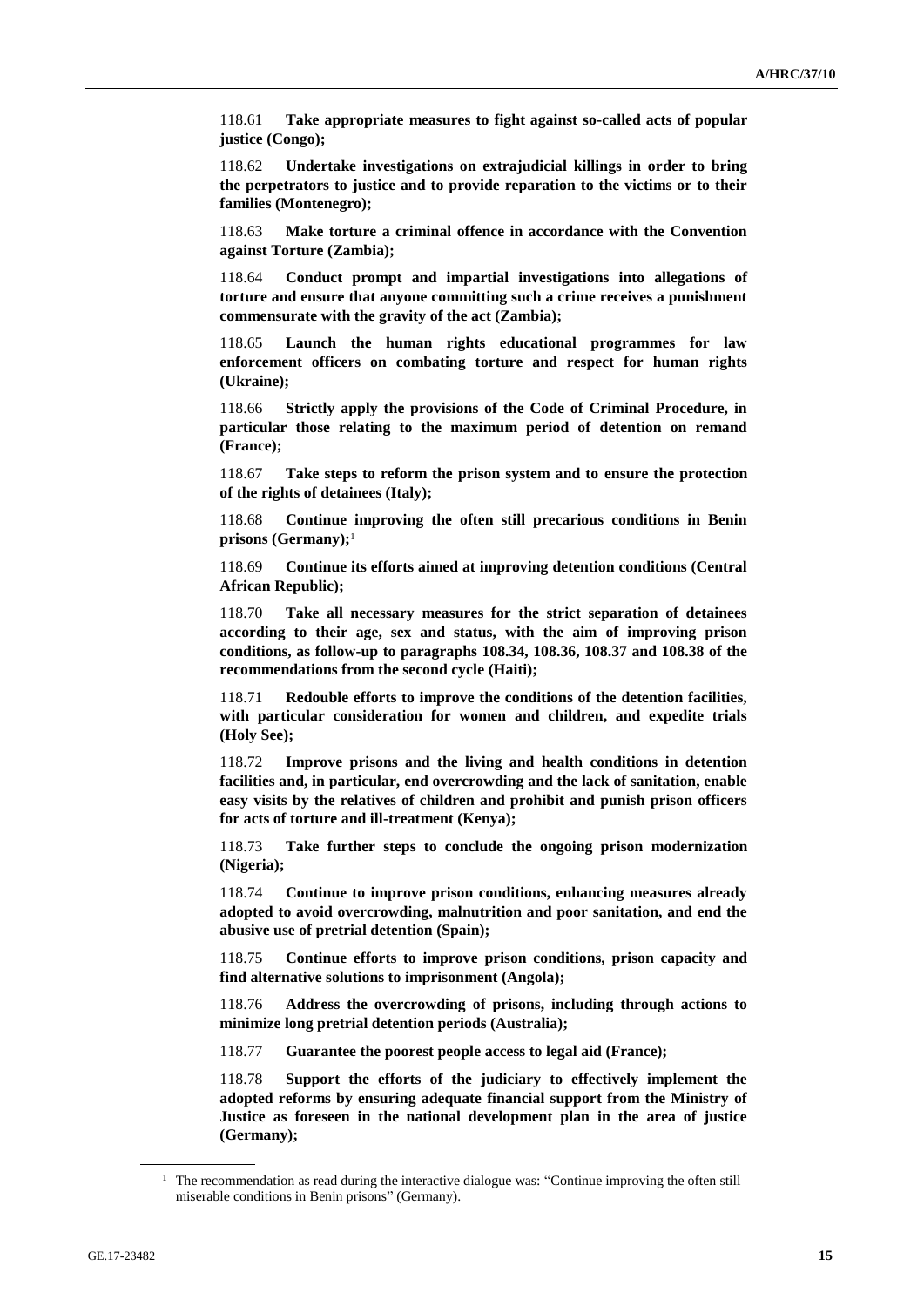118.61 **Take appropriate measures to fight against so-called acts of popular justice (Congo);**

118.62 **Undertake investigations on extrajudicial killings in order to bring the perpetrators to justice and to provide reparation to the victims or to their families (Montenegro);**

118.63 **Make torture a criminal offence in accordance with the Convention against Torture (Zambia);**

118.64 **Conduct prompt and impartial investigations into allegations of torture and ensure that anyone committing such a crime receives a punishment commensurate with the gravity of the act (Zambia);**

118.65 **Launch the human rights educational programmes for law enforcement officers on combating torture and respect for human rights (Ukraine);**

118.66 **Strictly apply the provisions of the Code of Criminal Procedure, in particular those relating to the maximum period of detention on remand (France);**

118.67 **Take steps to reform the prison system and to ensure the protection of the rights of detainees (Italy);**

118.68 **Continue improving the often still precarious conditions in Benin prisons (Germany);**[1]

118.69 **Continue its efforts aimed at improving detention conditions (Central African Republic);**

118.70 **Take all necessary measures for the strict separation of detainees according to their age, sex and status, with the aim of improving prison conditions, as follow-up to paragraphs 108.34, 108.36, 108.37 and 108.38 of the recommendations from the second cycle (Haiti);**

118.71 **Redouble efforts to improve the conditions of the detention facilities, with particular consideration for women and children, and expedite trials (Holy See);**

118.72 **Improve prisons and the living and health conditions in detention facilities and, in particular, end overcrowding and the lack of sanitation, enable easy visits by the relatives of children and prohibit and punish prison officers for acts of torture and ill-treatment (Kenya);**

118.73 **Take further steps to conclude the ongoing prison modernization (Nigeria);**

118.74 **Continue to improve prison conditions, enhancing measures already adopted to avoid overcrowding, malnutrition and poor sanitation, and end the abusive use of pretrial detention (Spain);**

118.75 **Continue efforts to improve prison conditions, prison capacity and find alternative solutions to imprisonment (Angola);**

118.76 **Address the overcrowding of prisons, including through actions to minimize long pretrial detention periods (Australia);**

118.77 **Guarantee the poorest people access to legal aid (France);**

118.78 **Support the efforts of the judiciary to effectively implement the adopted reforms by ensuring adequate financial support from the Ministry of Justice as foreseen in the national development plan in the area of justice (Germany);**

---

[1] The recommendation as read during the interactive dialogue was: "Continue improving the often still miserable conditions in Benin prisons" (Germany).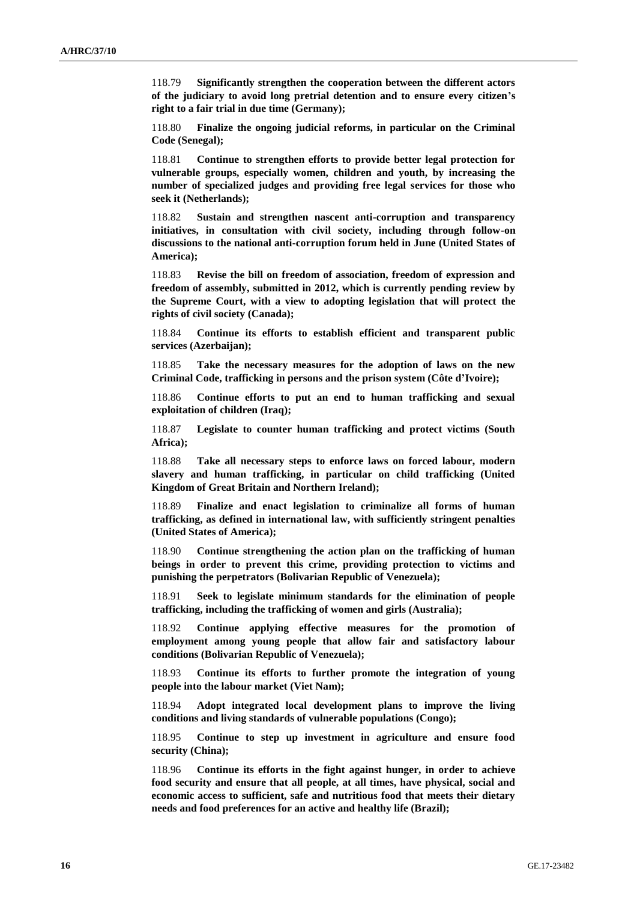118.79 **Significantly strengthen the cooperation between the different actors of the judiciary to avoid long pretrial detention and to ensure every citizen's right to a fair trial in due time (Germany);**

118.80 **Finalize the ongoing judicial reforms, in particular on the Criminal Code (Senegal);**

118.81 **Continue to strengthen efforts to provide better legal protection for vulnerable groups, especially women, children and youth, by increasing the number of specialized judges and providing free legal services for those who seek it (Netherlands);**

118.82 **Sustain and strengthen nascent anti-corruption and transparency initiatives, in consultation with civil society, including through follow-on discussions to the national anti-corruption forum held in June (United States of America);**

118.83 **Revise the bill on freedom of association, freedom of expression and freedom of assembly, submitted in 2012, which is currently pending review by the Supreme Court, with a view to adopting legislation that will protect the rights of civil society (Canada);**

118.84 **Continue its efforts to establish efficient and transparent public services (Azerbaijan);**

118.85 **Take the necessary measures for the adoption of laws on the new Criminal Code, trafficking in persons and the prison system (Côte d'Ivoire);**

118.86 **Continue efforts to put an end to human trafficking and sexual exploitation of children (Iraq);**

118.87 **Legislate to counter human trafficking and protect victims (South Africa);**

118.88 **Take all necessary steps to enforce laws on forced labour, modern slavery and human trafficking, in particular on child trafficking (United Kingdom of Great Britain and Northern Ireland);**

118.89 **Finalize and enact legislation to criminalize all forms of human trafficking, as defined in international law, with sufficiently stringent penalties (United States of America);**

118.90 **Continue strengthening the action plan on the trafficking of human beings in order to prevent this crime, providing protection to victims and punishing the perpetrators (Bolivarian Republic of Venezuela);**

118.91 **Seek to legislate minimum standards for the elimination of people trafficking, including the trafficking of women and girls (Australia);**

118.92 **Continue applying effective measures for the promotion of employment among young people that allow fair and satisfactory labour conditions (Bolivarian Republic of Venezuela);**

118.93 **Continue its efforts to further promote the integration of young people into the labour market (Viet Nam);**

118.94 **Adopt integrated local development plans to improve the living conditions and living standards of vulnerable populations (Congo);**

118.95 **Continue to step up investment in agriculture and ensure food security (China);**

118.96 **Continue its efforts in the fight against hunger, in order to achieve food security and ensure that all people, at all times, have physical, social and economic access to sufficient, safe and nutritious food that meets their dietary needs and food preferences for an active and healthy life (Brazil);**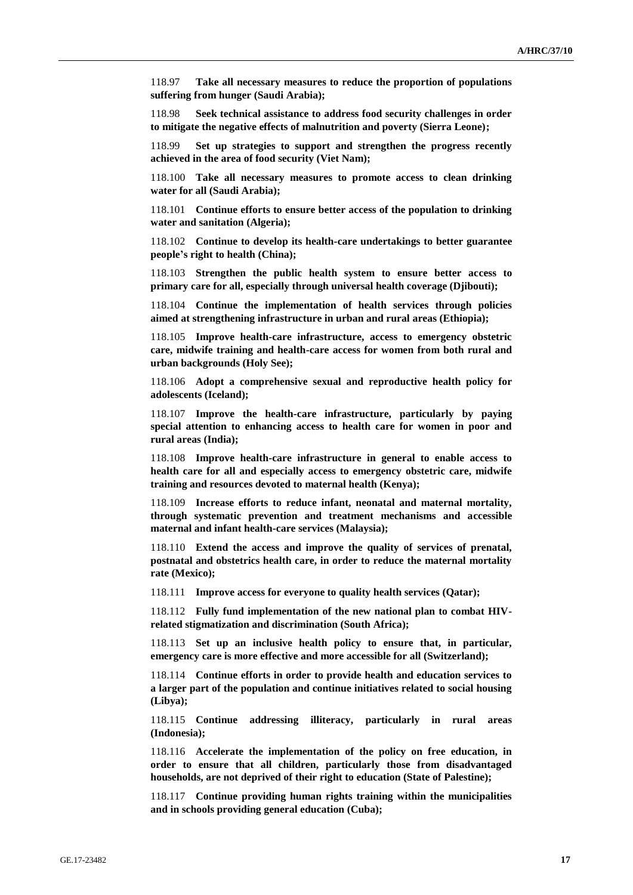118.97 **Take all necessary measures to reduce the proportion of populations suffering from hunger (Saudi Arabia);**

118.98 **Seek technical assistance to address food security challenges in order to mitigate the negative effects of malnutrition and poverty (Sierra Leone);**

118.99 **Set up strategies to support and strengthen the progress recently achieved in the area of food security (Viet Nam);**

118.100 **Take all necessary measures to promote access to clean drinking water for all (Saudi Arabia);**

118.101 **Continue efforts to ensure better access of the population to drinking water and sanitation (Algeria);**

118.102 **Continue to develop its health-care undertakings to better guarantee people's right to health (China);**

118.103 **Strengthen the public health system to ensure better access to primary care for all, especially through universal health coverage (Djibouti);**

118.104 **Continue the implementation of health services through policies aimed at strengthening infrastructure in urban and rural areas (Ethiopia);**

118.105 **Improve health-care infrastructure, access to emergency obstetric care, midwife training and health-care access for women from both rural and urban backgrounds (Holy See);**

118.106 **Adopt a comprehensive sexual and reproductive health policy for adolescents (Iceland);**

118.107 **Improve the health-care infrastructure, particularly by paying special attention to enhancing access to health care for women in poor and rural areas (India);**

118.108 **Improve health-care infrastructure in general to enable access to health care for all and especially access to emergency obstetric care, midwife training and resources devoted to maternal health (Kenya);**

118.109 **Increase efforts to reduce infant, neonatal and maternal mortality, through systematic prevention and treatment mechanisms and accessible maternal and infant health-care services (Malaysia);**

118.110 **Extend the access and improve the quality of services of prenatal, postnatal and obstetrics health care, in order to reduce the maternal mortality rate (Mexico);**

118.111 **Improve access for everyone to quality health services (Qatar);**

118.112 **Fully fund implementation of the new national plan to combat HIV-related stigmatization and discrimination (South Africa);**

118.113 **Set up an inclusive health policy to ensure that, in particular, emergency care is more effective and more accessible for all (Switzerland);**

118.114 **Continue efforts in order to provide health and education services to a larger part of the population and continue initiatives related to social housing (Libya);**

118.115 **Continue addressing illiteracy, particularly in rural areas (Indonesia);**

118.116 **Accelerate the implementation of the policy on free education, in order to ensure that all children, particularly those from disadvantaged households, are not deprived of their right to education (State of Palestine);**

118.117 **Continue providing human rights training within the municipalities and in schools providing general education (Cuba);**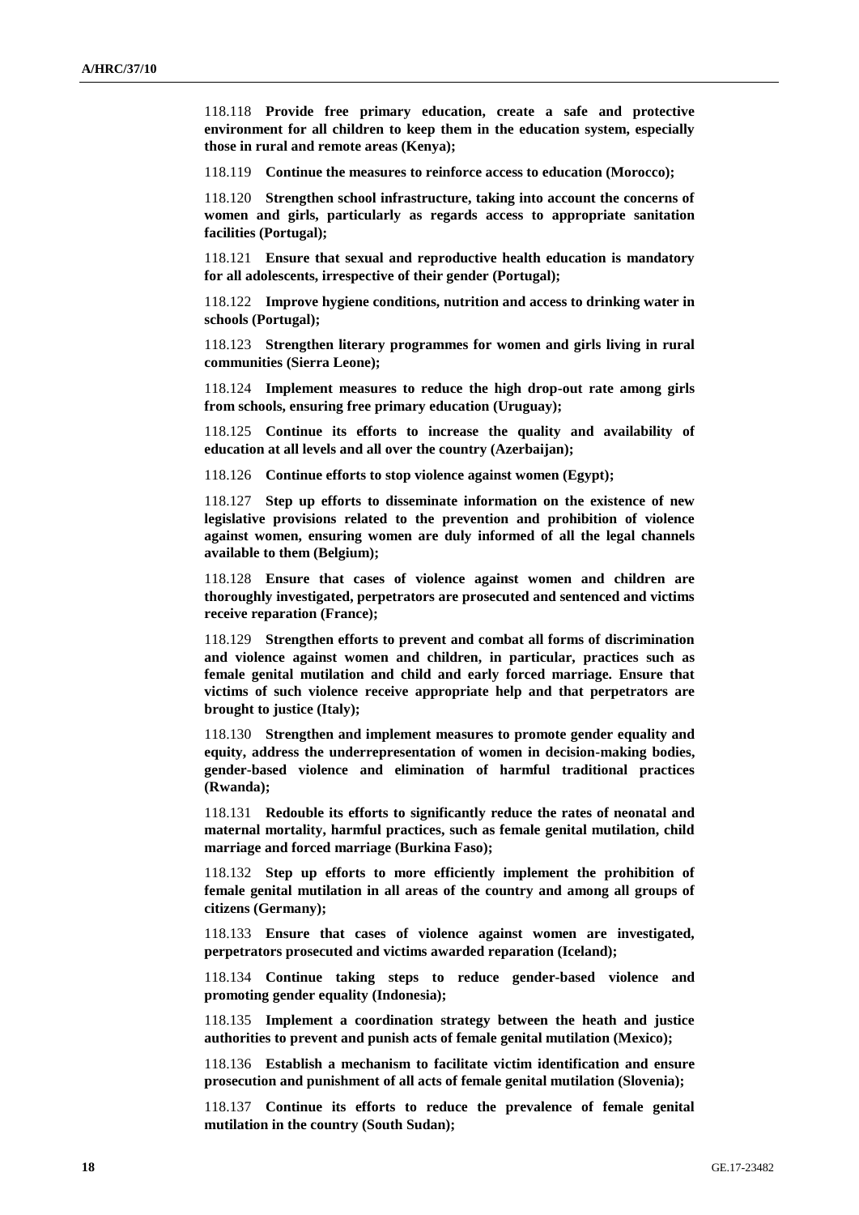118.118 **Provide free primary education, create a safe and protective environment for all children to keep them in the education system, especially those in rural and remote areas (Kenya);**

118.119 **Continue the measures to reinforce access to education (Morocco);**

118.120 **Strengthen school infrastructure, taking into account the concerns of women and girls, particularly as regards access to appropriate sanitation facilities (Portugal);**

118.121 **Ensure that sexual and reproductive health education is mandatory for all adolescents, irrespective of their gender (Portugal);**

118.122 **Improve hygiene conditions, nutrition and access to drinking water in schools (Portugal);**

118.123 **Strengthen literary programmes for women and girls living in rural communities (Sierra Leone);**

118.124 **Implement measures to reduce the high drop-out rate among girls from schools, ensuring free primary education (Uruguay);**

118.125 **Continue its efforts to increase the quality and availability of education at all levels and all over the country (Azerbaijan);**

118.126 **Continue efforts to stop violence against women (Egypt);**

118.127 **Step up efforts to disseminate information on the existence of new legislative provisions related to the prevention and prohibition of violence against women, ensuring women are duly informed of all the legal channels available to them (Belgium);**

118.128 **Ensure that cases of violence against women and children are thoroughly investigated, perpetrators are prosecuted and sentenced and victims receive reparation (France);**

118.129 **Strengthen efforts to prevent and combat all forms of discrimination and violence against women and children, in particular, practices such as female genital mutilation and child and early forced marriage. Ensure that victims of such violence receive appropriate help and that perpetrators are brought to justice (Italy);**

118.130 **Strengthen and implement measures to promote gender equality and equity, address the underrepresentation of women in decision-making bodies, gender-based violence and elimination of harmful traditional practices (Rwanda);**

118.131 **Redouble its efforts to significantly reduce the rates of neonatal and maternal mortality, harmful practices, such as female genital mutilation, child marriage and forced marriage (Burkina Faso);**

118.132 **Step up efforts to more efficiently implement the prohibition of female genital mutilation in all areas of the country and among all groups of citizens (Germany);**

118.133 **Ensure that cases of violence against women are investigated, perpetrators prosecuted and victims awarded reparation (Iceland);**

118.134 **Continue taking steps to reduce gender-based violence and promoting gender equality (Indonesia);**

118.135 **Implement a coordination strategy between the heath and justice authorities to prevent and punish acts of female genital mutilation (Mexico);**

118.136 **Establish a mechanism to facilitate victim identification and ensure prosecution and punishment of all acts of female genital mutilation (Slovenia);**

118.137 **Continue its efforts to reduce the prevalence of female genital mutilation in the country (South Sudan);**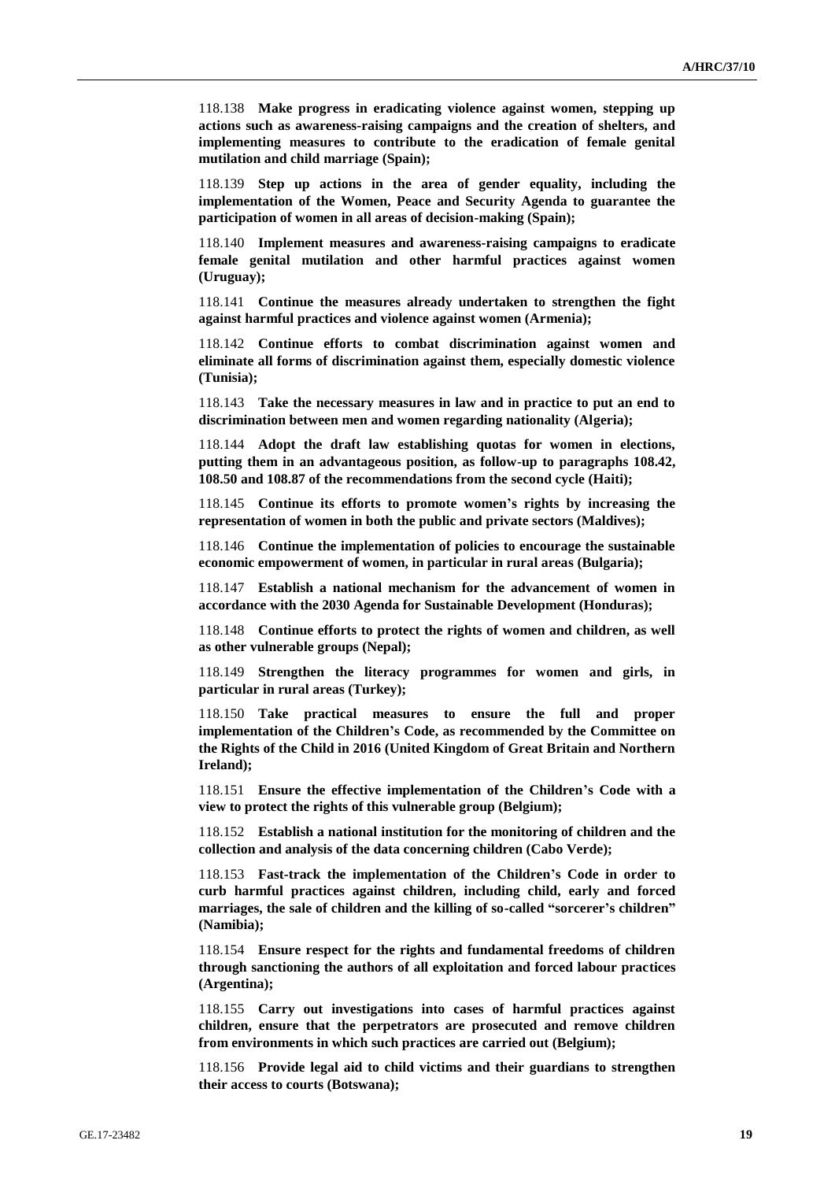118.138 **Make progress in eradicating violence against women, stepping up actions such as awareness-raising campaigns and the creation of shelters, and implementing measures to contribute to the eradication of female genital mutilation and child marriage (Spain);**

118.139 **Step up actions in the area of gender equality, including the implementation of the Women, Peace and Security Agenda to guarantee the participation of women in all areas of decision-making (Spain);**

118.140 **Implement measures and awareness-raising campaigns to eradicate female genital mutilation and other harmful practices against women (Uruguay);**

118.141 **Continue the measures already undertaken to strengthen the fight against harmful practices and violence against women (Armenia);**

118.142 **Continue efforts to combat discrimination against women and eliminate all forms of discrimination against them, especially domestic violence (Tunisia);**

118.143 **Take the necessary measures in law and in practice to put an end to discrimination between men and women regarding nationality (Algeria);**

118.144 **Adopt the draft law establishing quotas for women in elections, putting them in an advantageous position, as follow-up to paragraphs 108.42, 108.50 and 108.87 of the recommendations from the second cycle (Haiti);**

118.145 **Continue its efforts to promote women's rights by increasing the representation of women in both the public and private sectors (Maldives);**

118.146 **Continue the implementation of policies to encourage the sustainable economic empowerment of women, in particular in rural areas (Bulgaria);**

118.147 **Establish a national mechanism for the advancement of women in accordance with the 2030 Agenda for Sustainable Development (Honduras);**

118.148 **Continue efforts to protect the rights of women and children, as well as other vulnerable groups (Nepal);**

118.149 **Strengthen the literacy programmes for women and girls, in particular in rural areas (Turkey);**

118.150 **Take practical measures to ensure the full and proper implementation of the Children's Code, as recommended by the Committee on the Rights of the Child in 2016 (United Kingdom of Great Britain and Northern Ireland);**

118.151 **Ensure the effective implementation of the Children's Code with a view to protect the rights of this vulnerable group (Belgium);**

118.152 **Establish a national institution for the monitoring of children and the collection and analysis of the data concerning children (Cabo Verde);**

118.153 **Fast-track the implementation of the Children's Code in order to curb harmful practices against children, including child, early and forced marriages, the sale of children and the killing of so-called "sorcerer's children" (Namibia);**

118.154 **Ensure respect for the rights and fundamental freedoms of children through sanctioning the authors of all exploitation and forced labour practices (Argentina);**

118.155 **Carry out investigations into cases of harmful practices against children, ensure that the perpetrators are prosecuted and remove children from environments in which such practices are carried out (Belgium);**

118.156 **Provide legal aid to child victims and their guardians to strengthen their access to courts (Botswana);**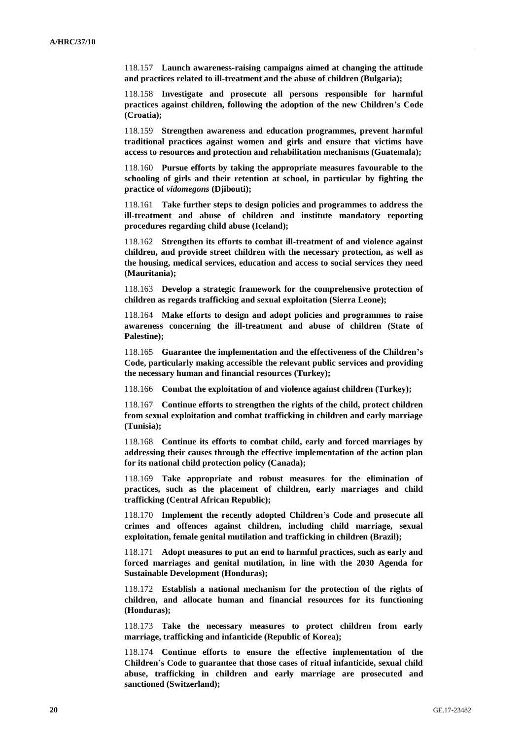118.157 **Launch awareness-raising campaigns aimed at changing the attitude and practices related to ill-treatment and the abuse of children (Bulgaria);**

118.158 **Investigate and prosecute all persons responsible for harmful practices against children, following the adoption of the new Children's Code (Croatia);**

118.159 **Strengthen awareness and education programmes, prevent harmful traditional practices against women and girls and ensure that victims have access to resources and protection and rehabilitation mechanisms (Guatemala);**

118.160 **Pursue efforts by taking the appropriate measures favourable to the schooling of girls and their retention at school, in particular by fighting the practice of *vidomegons* (Djibouti);**

118.161 **Take further steps to design policies and programmes to address the ill-treatment and abuse of children and institute mandatory reporting procedures regarding child abuse (Iceland);**

118.162 **Strengthen its efforts to combat ill-treatment of and violence against children, and provide street children with the necessary protection, as well as the housing, medical services, education and access to social services they need (Mauritania);**

118.163 **Develop a strategic framework for the comprehensive protection of children as regards trafficking and sexual exploitation (Sierra Leone);**

118.164 **Make efforts to design and adopt policies and programmes to raise awareness concerning the ill-treatment and abuse of children (State of Palestine);**

118.165 **Guarantee the implementation and the effectiveness of the Children's Code, particularly making accessible the relevant public services and providing the necessary human and financial resources (Turkey);**

118.166 **Combat the exploitation of and violence against children (Turkey);**

118.167 **Continue efforts to strengthen the rights of the child, protect children from sexual exploitation and combat trafficking in children and early marriage (Tunisia);**

118.168 **Continue its efforts to combat child, early and forced marriages by addressing their causes through the effective implementation of the action plan for its national child protection policy (Canada);**

118.169 **Take appropriate and robust measures for the elimination of practices, such as the placement of children, early marriages and child trafficking (Central African Republic);**

118.170 **Implement the recently adopted Children's Code and prosecute all crimes and offences against children, including child marriage, sexual exploitation, female genital mutilation and trafficking in children (Brazil);**

118.171 **Adopt measures to put an end to harmful practices, such as early and forced marriages and genital mutilation, in line with the 2030 Agenda for Sustainable Development (Honduras);**

118.172 **Establish a national mechanism for the protection of the rights of children, and allocate human and financial resources for its functioning (Honduras);**

118.173 **Take the necessary measures to protect children from early marriage, trafficking and infanticide (Republic of Korea);**

118.174 **Continue efforts to ensure the effective implementation of the Children's Code to guarantee that those cases of ritual infanticide, sexual child abuse, trafficking in children and early marriage are prosecuted and sanctioned (Switzerland);**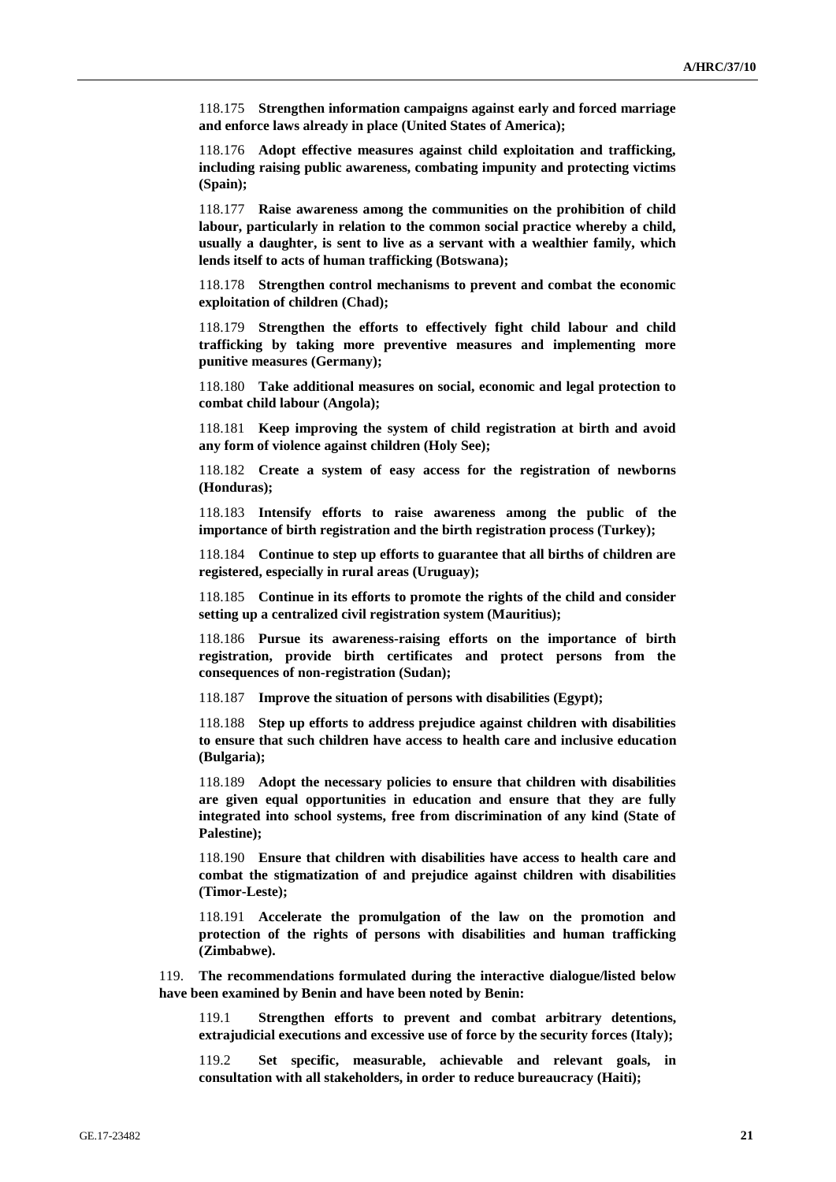118.175 **Strengthen information campaigns against early and forced marriage and enforce laws already in place (United States of America);**

118.176 **Adopt effective measures against child exploitation and trafficking, including raising public awareness, combating impunity and protecting victims (Spain);**

118.177 **Raise awareness among the communities on the prohibition of child labour, particularly in relation to the common social practice whereby a child, usually a daughter, is sent to live as a servant with a wealthier family, which lends itself to acts of human trafficking (Botswana);**

118.178 **Strengthen control mechanisms to prevent and combat the economic exploitation of children (Chad);**

118.179 **Strengthen the efforts to effectively fight child labour and child trafficking by taking more preventive measures and implementing more punitive measures (Germany);**

118.180 **Take additional measures on social, economic and legal protection to combat child labour (Angola);**

118.181 **Keep improving the system of child registration at birth and avoid any form of violence against children (Holy See);**

118.182 **Create a system of easy access for the registration of newborns (Honduras);**

118.183 **Intensify efforts to raise awareness among the public of the importance of birth registration and the birth registration process (Turkey);**

118.184 **Continue to step up efforts to guarantee that all births of children are registered, especially in rural areas (Uruguay);**

118.185 **Continue in its efforts to promote the rights of the child and consider setting up a centralized civil registration system (Mauritius);**

118.186 **Pursue its awareness-raising efforts on the importance of birth registration, provide birth certificates and protect persons from the consequences of non-registration (Sudan);**

118.187 **Improve the situation of persons with disabilities (Egypt);**

118.188 **Step up efforts to address prejudice against children with disabilities to ensure that such children have access to health care and inclusive education (Bulgaria);**

118.189 **Adopt the necessary policies to ensure that children with disabilities are given equal opportunities in education and ensure that they are fully integrated into school systems, free from discrimination of any kind (State of Palestine);**

118.190 **Ensure that children with disabilities have access to health care and combat the stigmatization of and prejudice against children with disabilities (Timor-Leste);**

118.191 **Accelerate the promulgation of the law on the promotion and protection of the rights of persons with disabilities and human trafficking (Zimbabwe).**

119. **The recommendations formulated during the interactive dialogue/listed below have been examined by Benin and have been noted by Benin:**

119.1 **Strengthen efforts to prevent and combat arbitrary detentions, extrajudicial executions and excessive use of force by the security forces (Italy);**

119.2 **Set specific, measurable, achievable and relevant goals, in consultation with all stakeholders, in order to reduce bureaucracy (Haiti);**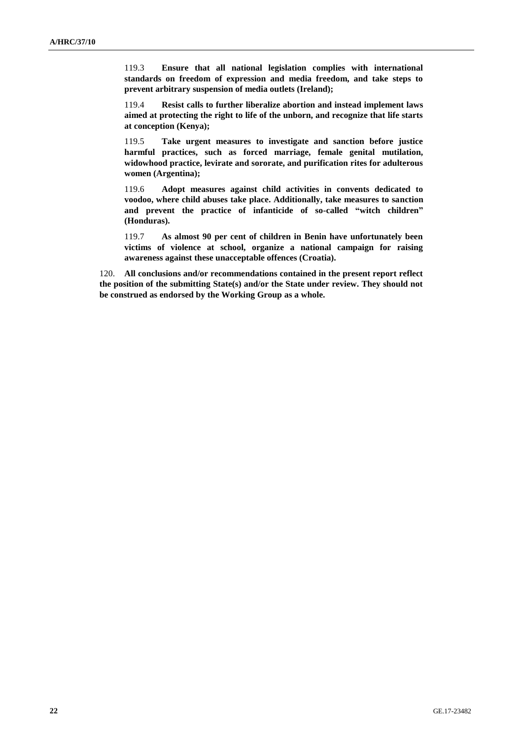119.3 **Ensure that all national legislation complies with international standards on freedom of expression and media freedom, and take steps to prevent arbitrary suspension of media outlets (Ireland);**

119.4 **Resist calls to further liberalize abortion and instead implement laws aimed at protecting the right to life of the unborn, and recognize that life starts at conception (Kenya);**

119.5 **Take urgent measures to investigate and sanction before justice harmful practices, such as forced marriage, female genital mutilation, widowhood practice, levirate and sororate, and purification rites for adulterous women (Argentina);**

119.6 **Adopt measures against child activities in convents dedicated to voodoo, where child abuses take place. Additionally, take measures to sanction and prevent the practice of infanticide of so-called "witch children" (Honduras).**

119.7 **As almost 90 per cent of children in Benin have unfortunately been victims of violence at school, organize a national campaign for raising awareness against these unacceptable offences (Croatia).**

120. **All conclusions and/or recommendations contained in the present report reflect the position of the submitting State(s) and/or the State under review. They should not be construed as endorsed by the Working Group as a whole.**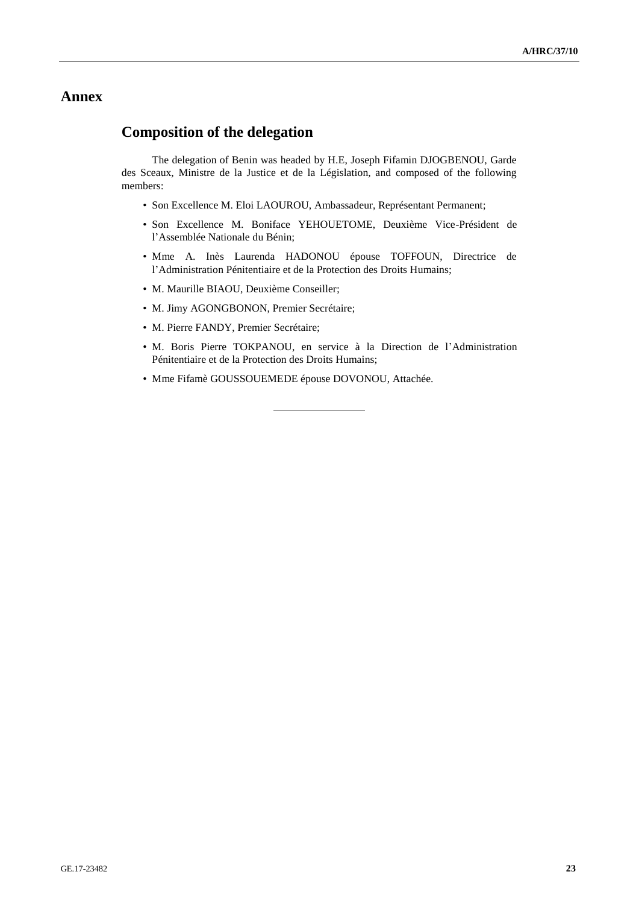# Annex

## Composition of the delegation

The delegation of Benin was headed by H.E, Joseph Fifamin DJOGBENOU, Garde des Sceaux, Ministre de la Justice et de la Législation, and composed of the following members:

- Son Excellence M. Eloi LAOUROU, Ambassadeur, Représentant Permanent;
- Son Excellence M. Boniface YEHOUETOME, Deuxième Vice-Président de l'Assemblée Nationale du Bénin;
- Mme A. Inès Laurenda HADONOU épouse TOFFOUN, Directrice de l'Administration Pénitentiaire et de la Protection des Droits Humains;
- M. Maurille BIAOU, Deuxième Conseiller;
- M. Jimy AGONGBONON, Premier Secrétaire;
- M. Pierre FANDY, Premier Secrétaire;
- M. Boris Pierre TOKPANOU, en service à la Direction de l'Administration Pénitentiaire et de la Protection des Droits Humains;
- Mme Fifamè GOUSSOUEMEDE épouse DOVONOU, Attachée.